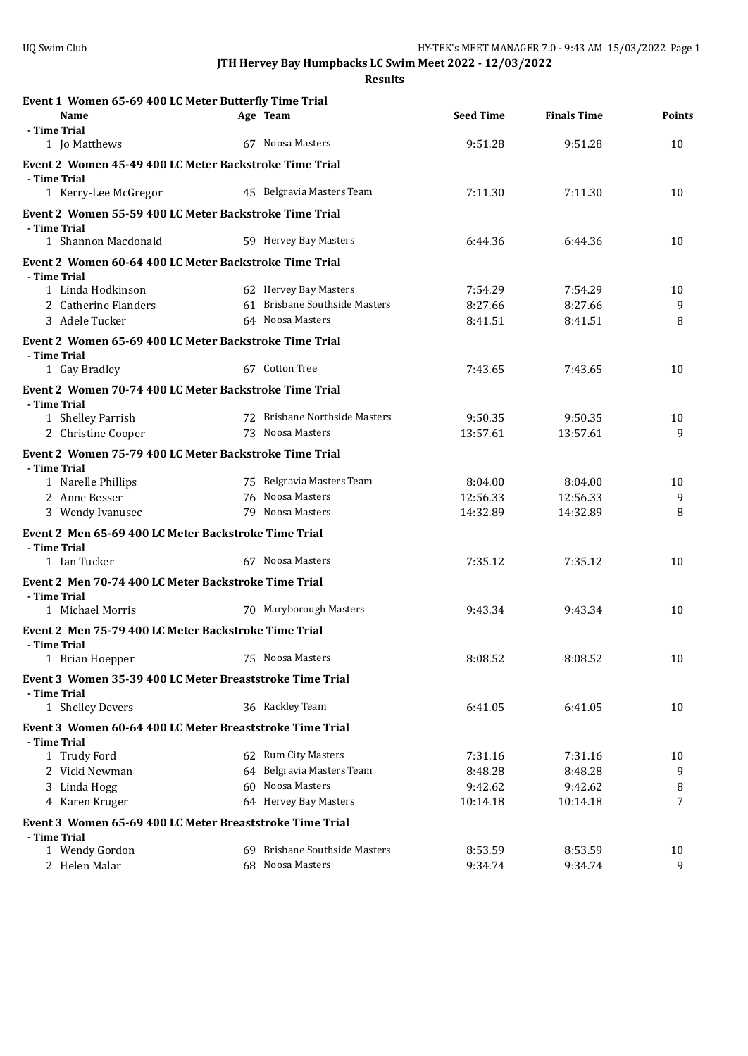# JTH Hervey Bay Humpbacks LC Swim Meet 2022 - 12/03/2022

## Results

### Event 1 Women 65-69 400 LC Meter Butterfly Time Trial

| Name | Age | Team | Seed Time | Finals Time | Points |
|---|---|---|---|---|---|
| **- Time Trial** | | | | | |
| 1 Jo Matthews | 67 | Noosa Masters | 9:51.28 | 9:51.28 | 10 |

### Event 2 Women 45-49 400 LC Meter Backstroke Time Trial

| Name | Age | Team | Seed Time | Finals Time | Points |
|---|---|---|---|---|---|
| **- Time Trial** | | | | | |
| 1 Kerry-Lee McGregor | 45 | Belgravia Masters Team | 7:11.30 | 7:11.30 | 10 |

### Event 2 Women 55-59 400 LC Meter Backstroke Time Trial

| Name | Age | Team | Seed Time | Finals Time | Points |
|---|---|---|---|---|---|
| **- Time Trial** | | | | | |
| 1 Shannon Macdonald | 59 | Hervey Bay Masters | 6:44.36 | 6:44.36 | 10 |

### Event 2 Women 60-64 400 LC Meter Backstroke Time Trial

| Name | Age | Team | Seed Time | Finals Time | Points |
|---|---|---|---|---|---|
| **- Time Trial** | | | | | |
| 1 Linda Hodkinson | 62 | Hervey Bay Masters | 7:54.29 | 7:54.29 | 10 |
| 2 Catherine Flanders | 61 | Brisbane Southside Masters | 8:27.66 | 8:27.66 | 9 |
| 3 Adele Tucker | 64 | Noosa Masters | 8:41.51 | 8:41.51 | 8 |

### Event 2 Women 65-69 400 LC Meter Backstroke Time Trial

| Name | Age | Team | Seed Time | Finals Time | Points |
|---|---|---|---|---|---|
| **- Time Trial** | | | | | |
| 1 Gay Bradley | 67 | Cotton Tree | 7:43.65 | 7:43.65 | 10 |

### Event 2 Women 70-74 400 LC Meter Backstroke Time Trial

| Name | Age | Team | Seed Time | Finals Time | Points |
|---|---|---|---|---|---|
| **- Time Trial** | | | | | |
| 1 Shelley Parrish | 72 | Brisbane Northside Masters | 9:50.35 | 9:50.35 | 10 |
| 2 Christine Cooper | 73 | Noosa Masters | 13:57.61 | 13:57.61 | 9 |

### Event 2 Women 75-79 400 LC Meter Backstroke Time Trial

| Name | Age | Team | Seed Time | Finals Time | Points |
|---|---|---|---|---|---|
| **- Time Trial** | | | | | |
| 1 Narelle Phillips | 75 | Belgravia Masters Team | 8:04.00 | 8:04.00 | 10 |
| 2 Anne Besser | 76 | Noosa Masters | 12:56.33 | 12:56.33 | 9 |
| 3 Wendy Ivanusec | 79 | Noosa Masters | 14:32.89 | 14:32.89 | 8 |

### Event 2 Men 65-69 400 LC Meter Backstroke Time Trial

| Name | Age | Team | Seed Time | Finals Time | Points |
|---|---|---|---|---|---|
| **- Time Trial** | | | | | |
| 1 Ian Tucker | 67 | Noosa Masters | 7:35.12 | 7:35.12 | 10 |

### Event 2 Men 70-74 400 LC Meter Backstroke Time Trial

| Name | Age | Team | Seed Time | Finals Time | Points |
|---|---|---|---|---|---|
| **- Time Trial** | | | | | |
| 1 Michael Morris | 70 | Maryborough Masters | 9:43.34 | 9:43.34 | 10 |

### Event 2 Men 75-79 400 LC Meter Backstroke Time Trial

| Name | Age | Team | Seed Time | Finals Time | Points |
|---|---|---|---|---|---|
| **- Time Trial** | | | | | |
| 1 Brian Hoepper | 75 | Noosa Masters | 8:08.52 | 8:08.52 | 10 |

### Event 3 Women 35-39 400 LC Meter Breaststroke Time Trial

| Name | Age | Team | Seed Time | Finals Time | Points |
|---|---|---|---|---|---|
| **- Time Trial** | | | | | |
| 1 Shelley Devers | 36 | Rackley Team | 6:41.05 | 6:41.05 | 10 |

### Event 3 Women 60-64 400 LC Meter Breaststroke Time Trial

| Name | Age | Team | Seed Time | Finals Time | Points |
|---|---|---|---|---|---|
| **- Time Trial** | | | | | |
| 1 Trudy Ford | 62 | Rum City Masters | 7:31.16 | 7:31.16 | 10 |
| 2 Vicki Newman | 64 | Belgravia Masters Team | 8:48.28 | 8:48.28 | 9 |
| 3 Linda Hogg | 60 | Noosa Masters | 9:42.62 | 9:42.62 | 8 |
| 4 Karen Kruger | 64 | Hervey Bay Masters | 10:14.18 | 10:14.18 | 7 |

### Event 3 Women 65-69 400 LC Meter Breaststroke Time Trial

| Name | Age | Team | Seed Time | Finals Time | Points |
|---|---|---|---|---|---|
| **- Time Trial** | | | | | |
| 1 Wendy Gordon | 69 | Brisbane Southside Masters | 8:53.59 | 8:53.59 | 10 |
| 2 Helen Malar | 68 | Noosa Masters | 9:34.74 | 9:34.74 | 9 |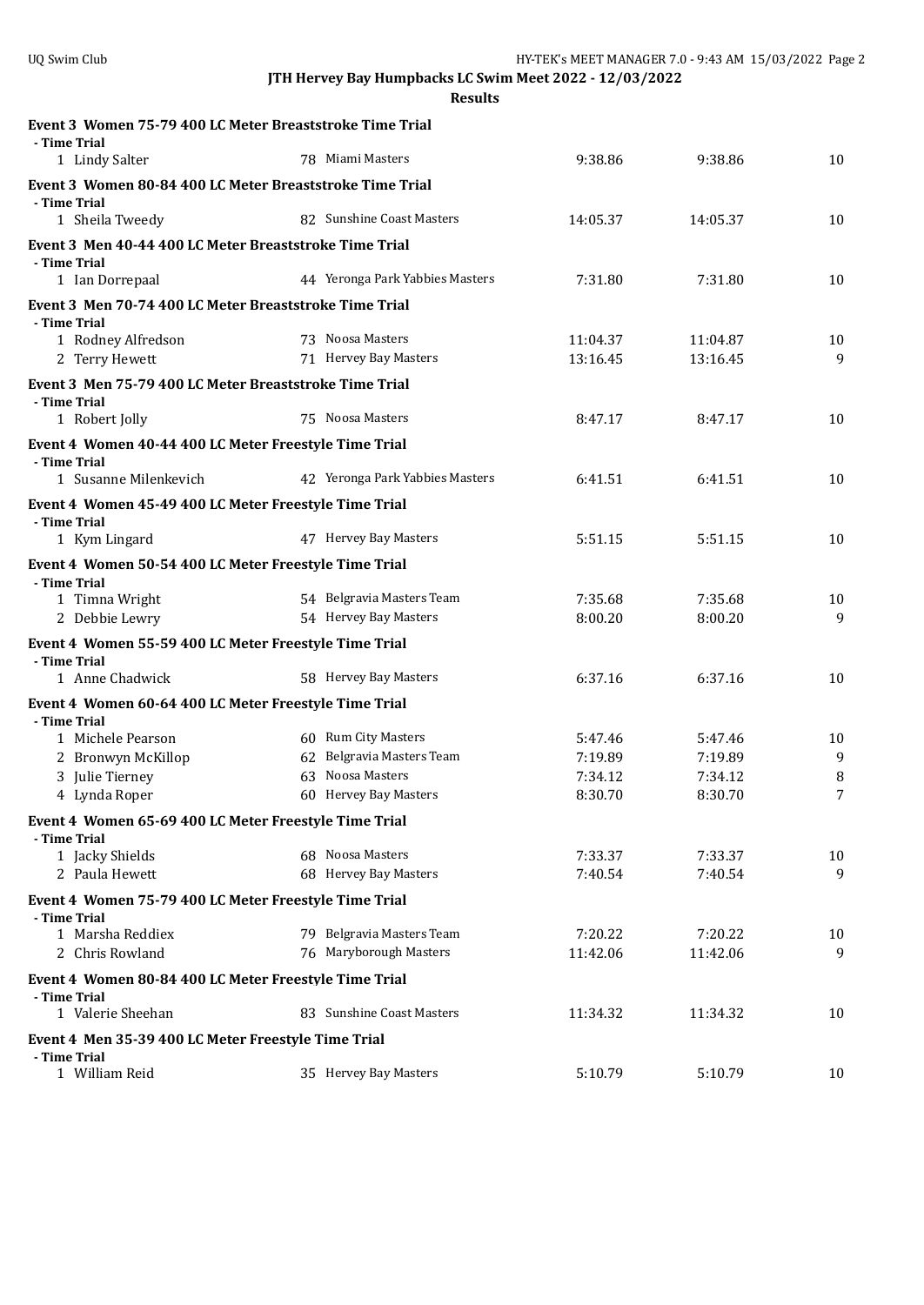## JTH Hervey Bay Humpbacks LC Swim Meet 2022 - 12/03/2022

### Results

**Event 3 Women 75-79 400 LC Meter Breaststroke Time Trial**

- Time Trial

| Place | Name | Age | Team | Seed Time | Finals Time | Points |
|---|---|---|---|---|---|---|
| 1 | Lindy Salter | 78 | Miami Masters | 9:38.86 | 9:38.86 | 10 |

**Event 3 Women 80-84 400 LC Meter Breaststroke Time Trial**

- Time Trial

| Place | Name | Age | Team | Seed Time | Finals Time | Points |
|---|---|---|---|---|---|---|
| 1 | Sheila Tweedy | 82 | Sunshine Coast Masters | 14:05.37 | 14:05.37 | 10 |

**Event 3 Men 40-44 400 LC Meter Breaststroke Time Trial**

- Time Trial

| Place | Name | Age | Team | Seed Time | Finals Time | Points |
|---|---|---|---|---|---|---|
| 1 | Ian Dorrepaal | 44 | Yeronga Park Yabbies Masters | 7:31.80 | 7:31.80 | 10 |

**Event 3 Men 70-74 400 LC Meter Breaststroke Time Trial**

- Time Trial

| Place | Name | Age | Team | Seed Time | Finals Time | Points |
|---|---|---|---|---|---|---|
| 1 | Rodney Alfredson | 73 | Noosa Masters | 11:04.37 | 11:04.87 | 10 |
| 2 | Terry Hewett | 71 | Hervey Bay Masters | 13:16.45 | 13:16.45 | 9 |

**Event 3 Men 75-79 400 LC Meter Breaststroke Time Trial**

- Time Trial

| Place | Name | Age | Team | Seed Time | Finals Time | Points |
|---|---|---|---|---|---|---|
| 1 | Robert Jolly | 75 | Noosa Masters | 8:47.17 | 8:47.17 | 10 |

**Event 4 Women 40-44 400 LC Meter Freestyle Time Trial**

- Time Trial

| Place | Name | Age | Team | Seed Time | Finals Time | Points |
|---|---|---|---|---|---|---|
| 1 | Susanne Milenkevich | 42 | Yeronga Park Yabbies Masters | 6:41.51 | 6:41.51 | 10 |

**Event 4 Women 45-49 400 LC Meter Freestyle Time Trial**

- Time Trial

| Place | Name | Age | Team | Seed Time | Finals Time | Points |
|---|---|---|---|---|---|---|
| 1 | Kym Lingard | 47 | Hervey Bay Masters | 5:51.15 | 5:51.15 | 10 |

**Event 4 Women 50-54 400 LC Meter Freestyle Time Trial**

- Time Trial

| Place | Name | Age | Team | Seed Time | Finals Time | Points |
|---|---|---|---|---|---|---|
| 1 | Timna Wright | 54 | Belgravia Masters Team | 7:35.68 | 7:35.68 | 10 |
| 2 | Debbie Lewry | 54 | Hervey Bay Masters | 8:00.20 | 8:00.20 | 9 |

**Event 4 Women 55-59 400 LC Meter Freestyle Time Trial**

- Time Trial

| Place | Name | Age | Team | Seed Time | Finals Time | Points |
|---|---|---|---|---|---|---|
| 1 | Anne Chadwick | 58 | Hervey Bay Masters | 6:37.16 | 6:37.16 | 10 |

**Event 4 Women 60-64 400 LC Meter Freestyle Time Trial**

- Time Trial

| Place | Name | Age | Team | Seed Time | Finals Time | Points |
|---|---|---|---|---|---|---|
| 1 | Michele Pearson | 60 | Rum City Masters | 5:47.46 | 5:47.46 | 10 |
| 2 | Bronwyn McKillop | 62 | Belgravia Masters Team | 7:19.89 | 7:19.89 | 9 |
| 3 | Julie Tierney | 63 | Noosa Masters | 7:34.12 | 7:34.12 | 8 |
| 4 | Lynda Roper | 60 | Hervey Bay Masters | 8:30.70 | 8:30.70 | 7 |

**Event 4 Women 65-69 400 LC Meter Freestyle Time Trial**

- Time Trial

| Place | Name | Age | Team | Seed Time | Finals Time | Points |
|---|---|---|---|---|---|---|
| 1 | Jacky Shields | 68 | Noosa Masters | 7:33.37 | 7:33.37 | 10 |
| 2 | Paula Hewett | 68 | Hervey Bay Masters | 7:40.54 | 7:40.54 | 9 |

**Event 4 Women 75-79 400 LC Meter Freestyle Time Trial**

- Time Trial

| Place | Name | Age | Team | Seed Time | Finals Time | Points |
|---|---|---|---|---|---|---|
| 1 | Marsha Reddiex | 79 | Belgravia Masters Team | 7:20.22 | 7:20.22 | 10 |
| 2 | Chris Rowland | 76 | Maryborough Masters | 11:42.06 | 11:42.06 | 9 |

**Event 4 Women 80-84 400 LC Meter Freestyle Time Trial**

- Time Trial

| Place | Name | Age | Team | Seed Time | Finals Time | Points |
|---|---|---|---|---|---|---|
| 1 | Valerie Sheehan | 83 | Sunshine Coast Masters | 11:34.32 | 11:34.32 | 10 |

**Event 4 Men 35-39 400 LC Meter Freestyle Time Trial**

- Time Trial

| Place | Name | Age | Team | Seed Time | Finals Time | Points |
|---|---|---|---|---|---|---|
| 1 | William Reid | 35 | Hervey Bay Masters | 5:10.79 | 5:10.79 | 10 |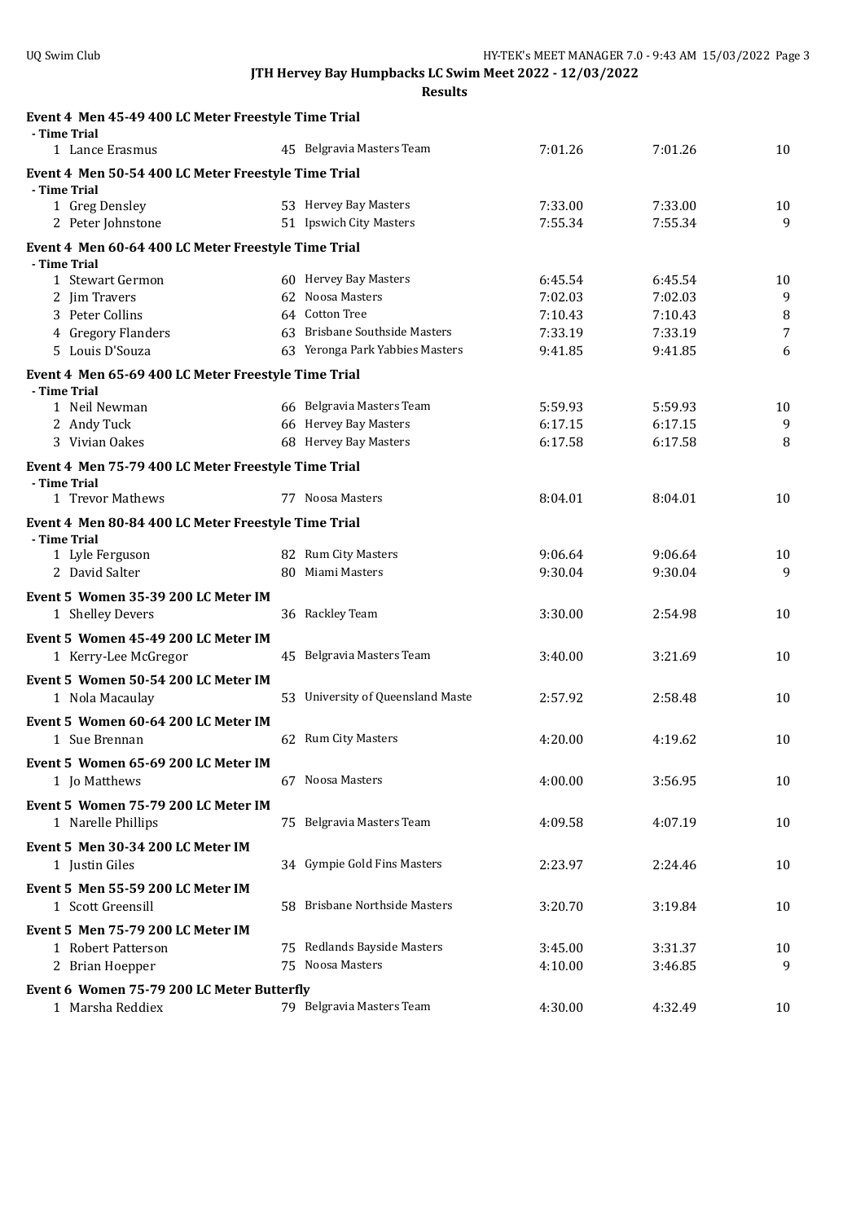## JTH Hervey Bay Humpbacks LC Swim Meet 2022 - 12/03/2022

### Results

**Event 4 Men 45-49 400 LC Meter Freestyle Time Trial**

- Time Trial

| | Name | Age | Team | Seed | Finals | Points |
|---|---|---|---|---|---|---|
| 1 | Lance Erasmus | 45 | Belgravia Masters Team | 7:01.26 | 7:01.26 | 10 |

**Event 4 Men 50-54 400 LC Meter Freestyle Time Trial**

- Time Trial

| | Name | Age | Team | Seed | Finals | Points |
|---|---|---|---|---|---|---|
| 1 | Greg Densley | 53 | Hervey Bay Masters | 7:33.00 | 7:33.00 | 10 |
| 2 | Peter Johnstone | 51 | Ipswich City Masters | 7:55.34 | 7:55.34 | 9 |

**Event 4 Men 60-64 400 LC Meter Freestyle Time Trial**

- Time Trial

| | Name | Age | Team | Seed | Finals | Points |
|---|---|---|---|---|---|---|
| 1 | Stewart Germon | 60 | Hervey Bay Masters | 6:45.54 | 6:45.54 | 10 |
| 2 | Jim Travers | 62 | Noosa Masters | 7:02.03 | 7:02.03 | 9 |
| 3 | Peter Collins | 64 | Cotton Tree | 7:10.43 | 7:10.43 | 8 |
| 4 | Gregory Flanders | 63 | Brisbane Southside Masters | 7:33.19 | 7:33.19 | 7 |
| 5 | Louis D'Souza | 63 | Yeronga Park Yabbies Masters | 9:41.85 | 9:41.85 | 6 |

**Event 4 Men 65-69 400 LC Meter Freestyle Time Trial**

- Time Trial

| | Name | Age | Team | Seed | Finals | Points |
|---|---|---|---|---|---|---|
| 1 | Neil Newman | 66 | Belgravia Masters Team | 5:59.93 | 5:59.93 | 10 |
| 2 | Andy Tuck | 66 | Hervey Bay Masters | 6:17.15 | 6:17.15 | 9 |
| 3 | Vivian Oakes | 68 | Hervey Bay Masters | 6:17.58 | 6:17.58 | 8 |

**Event 4 Men 75-79 400 LC Meter Freestyle Time Trial**

- Time Trial

| | Name | Age | Team | Seed | Finals | Points |
|---|---|---|---|---|---|---|
| 1 | Trevor Mathews | 77 | Noosa Masters | 8:04.01 | 8:04.01 | 10 |

**Event 4 Men 80-84 400 LC Meter Freestyle Time Trial**

- Time Trial

| | Name | Age | Team | Seed | Finals | Points |
|---|---|---|---|---|---|---|
| 1 | Lyle Ferguson | 82 | Rum City Masters | 9:06.64 | 9:06.64 | 10 |
| 2 | David Salter | 80 | Miami Masters | 9:30.04 | 9:30.04 | 9 |

**Event 5 Women 35-39 200 LC Meter IM**

| | Name | Age | Team | Seed | Finals | Points |
|---|---|---|---|---|---|---|
| 1 | Shelley Devers | 36 | Rackley Team | 3:30.00 | 2:54.98 | 10 |

**Event 5 Women 45-49 200 LC Meter IM**

| | Name | Age | Team | Seed | Finals | Points |
|---|---|---|---|---|---|---|
| 1 | Kerry-Lee McGregor | 45 | Belgravia Masters Team | 3:40.00 | 3:21.69 | 10 |

**Event 5 Women 50-54 200 LC Meter IM**

| | Name | Age | Team | Seed | Finals | Points |
|---|---|---|---|---|---|---|
| 1 | Nola Macaulay | 53 | University of Queensland Maste | 2:57.92 | 2:58.48 | 10 |

**Event 5 Women 60-64 200 LC Meter IM**

| | Name | Age | Team | Seed | Finals | Points |
|---|---|---|---|---|---|---|
| 1 | Sue Brennan | 62 | Rum City Masters | 4:20.00 | 4:19.62 | 10 |

**Event 5 Women 65-69 200 LC Meter IM**

| | Name | Age | Team | Seed | Finals | Points |
|---|---|---|---|---|---|---|
| 1 | Jo Matthews | 67 | Noosa Masters | 4:00.00 | 3:56.95 | 10 |

**Event 5 Women 75-79 200 LC Meter IM**

| | Name | Age | Team | Seed | Finals | Points |
|---|---|---|---|---|---|---|
| 1 | Narelle Phillips | 75 | Belgravia Masters Team | 4:09.58 | 4:07.19 | 10 |

**Event 5 Men 30-34 200 LC Meter IM**

| | Name | Age | Team | Seed | Finals | Points |
|---|---|---|---|---|---|---|
| 1 | Justin Giles | 34 | Gympie Gold Fins Masters | 2:23.97 | 2:24.46 | 10 |

**Event 5 Men 55-59 200 LC Meter IM**

| | Name | Age | Team | Seed | Finals | Points |
|---|---|---|---|---|---|---|
| 1 | Scott Greensill | 58 | Brisbane Northside Masters | 3:20.70 | 3:19.84 | 10 |

**Event 5 Men 75-79 200 LC Meter IM**

| | Name | Age | Team | Seed | Finals | Points |
|---|---|---|---|---|---|---|
| 1 | Robert Patterson | 75 | Redlands Bayside Masters | 3:45.00 | 3:31.37 | 10 |
| 2 | Brian Hoepper | 75 | Noosa Masters | 4:10.00 | 3:46.85 | 9 |

**Event 6 Women 75-79 200 LC Meter Butterfly**

| | Name | Age | Team | Seed | Finals | Points |
|---|---|---|---|---|---|---|
| 1 | Marsha Reddiex | 79 | Belgravia Masters Team | 4:30.00 | 4:32.49 | 10 |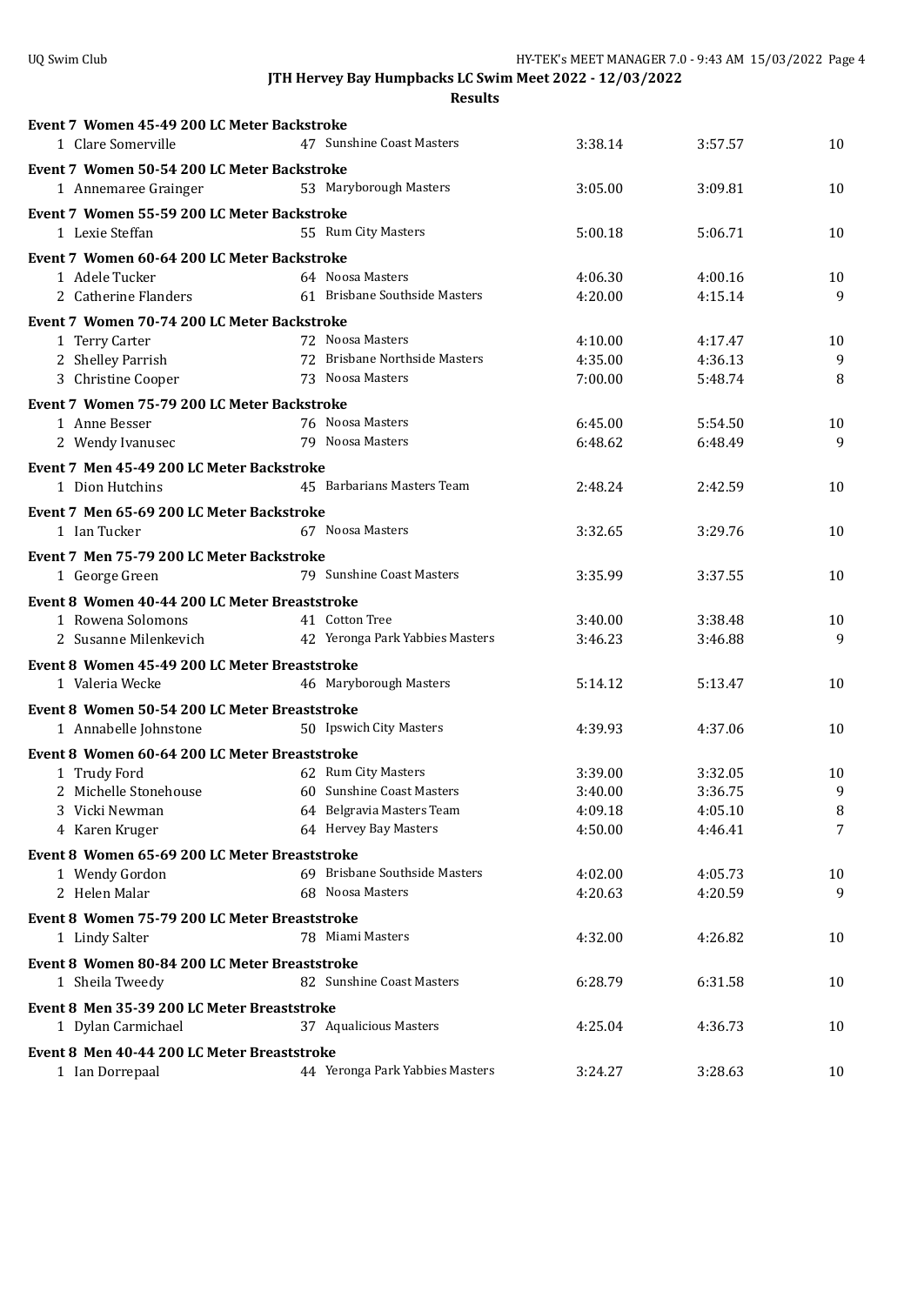**JTH Hervey Bay Humpbacks LC Swim Meet 2022 - 12/03/2022**

**Results**

**Event 7 Women 45-49 200 LC Meter Backstroke**

| | Name | Age | Team | Seed | Finals | Points |
|---|---|---|---|---|---|---|
| 1 | Clare Somerville | 47 | Sunshine Coast Masters | 3:38.14 | 3:57.57 | 10 |

**Event 7 Women 50-54 200 LC Meter Backstroke**

| | Name | Age | Team | Seed | Finals | Points |
|---|---|---|---|---|---|---|
| 1 | Annemaree Grainger | 53 | Maryborough Masters | 3:05.00 | 3:09.81 | 10 |

**Event 7 Women 55-59 200 LC Meter Backstroke**

| | Name | Age | Team | Seed | Finals | Points |
|---|---|---|---|---|---|---|
| 1 | Lexie Steffan | 55 | Rum City Masters | 5:00.18 | 5:06.71 | 10 |

**Event 7 Women 60-64 200 LC Meter Backstroke**

| | Name | Age | Team | Seed | Finals | Points |
|---|---|---|---|---|---|---|
| 1 | Adele Tucker | 64 | Noosa Masters | 4:06.30 | 4:00.16 | 10 |
| 2 | Catherine Flanders | 61 | Brisbane Southside Masters | 4:20.00 | 4:15.14 | 9 |

**Event 7 Women 70-74 200 LC Meter Backstroke**

| | Name | Age | Team | Seed | Finals | Points |
|---|---|---|---|---|---|---|
| 1 | Terry Carter | 72 | Noosa Masters | 4:10.00 | 4:17.47 | 10 |
| 2 | Shelley Parrish | 72 | Brisbane Northside Masters | 4:35.00 | 4:36.13 | 9 |
| 3 | Christine Cooper | 73 | Noosa Masters | 7:00.00 | 5:48.74 | 8 |

**Event 7 Women 75-79 200 LC Meter Backstroke**

| | Name | Age | Team | Seed | Finals | Points |
|---|---|---|---|---|---|---|
| 1 | Anne Besser | 76 | Noosa Masters | 6:45.00 | 5:54.50 | 10 |
| 2 | Wendy Ivanusec | 79 | Noosa Masters | 6:48.62 | 6:48.49 | 9 |

**Event 7 Men 45-49 200 LC Meter Backstroke**

| | Name | Age | Team | Seed | Finals | Points |
|---|---|---|---|---|---|---|
| 1 | Dion Hutchins | 45 | Barbarians Masters Team | 2:48.24 | 2:42.59 | 10 |

**Event 7 Men 65-69 200 LC Meter Backstroke**

| | Name | Age | Team | Seed | Finals | Points |
|---|---|---|---|---|---|---|
| 1 | Ian Tucker | 67 | Noosa Masters | 3:32.65 | 3:29.76 | 10 |

**Event 7 Men 75-79 200 LC Meter Backstroke**

| | Name | Age | Team | Seed | Finals | Points |
|---|---|---|---|---|---|---|
| 1 | George Green | 79 | Sunshine Coast Masters | 3:35.99 | 3:37.55 | 10 |

**Event 8 Women 40-44 200 LC Meter Breaststroke**

| | Name | Age | Team | Seed | Finals | Points |
|---|---|---|---|---|---|---|
| 1 | Rowena Solomons | 41 | Cotton Tree | 3:40.00 | 3:38.48 | 10 |
| 2 | Susanne Milenkevich | 42 | Yeronga Park Yabbies Masters | 3:46.23 | 3:46.88 | 9 |

**Event 8 Women 45-49 200 LC Meter Breaststroke**

| | Name | Age | Team | Seed | Finals | Points |
|---|---|---|---|---|---|---|
| 1 | Valeria Wecke | 46 | Maryborough Masters | 5:14.12 | 5:13.47 | 10 |

**Event 8 Women 50-54 200 LC Meter Breaststroke**

| | Name | Age | Team | Seed | Finals | Points |
|---|---|---|---|---|---|---|
| 1 | Annabelle Johnstone | 50 | Ipswich City Masters | 4:39.93 | 4:37.06 | 10 |

**Event 8 Women 60-64 200 LC Meter Breaststroke**

| | Name | Age | Team | Seed | Finals | Points |
|---|---|---|---|---|---|---|
| 1 | Trudy Ford | 62 | Rum City Masters | 3:39.00 | 3:32.05 | 10 |
| 2 | Michelle Stonehouse | 60 | Sunshine Coast Masters | 3:40.00 | 3:36.75 | 9 |
| 3 | Vicki Newman | 64 | Belgravia Masters Team | 4:09.18 | 4:05.10 | 8 |
| 4 | Karen Kruger | 64 | Hervey Bay Masters | 4:50.00 | 4:46.41 | 7 |

**Event 8 Women 65-69 200 LC Meter Breaststroke**

| | Name | Age | Team | Seed | Finals | Points |
|---|---|---|---|---|---|---|
| 1 | Wendy Gordon | 69 | Brisbane Southside Masters | 4:02.00 | 4:05.73 | 10 |
| 2 | Helen Malar | 68 | Noosa Masters | 4:20.63 | 4:20.59 | 9 |

**Event 8 Women 75-79 200 LC Meter Breaststroke**

| | Name | Age | Team | Seed | Finals | Points |
|---|---|---|---|---|---|---|
| 1 | Lindy Salter | 78 | Miami Masters | 4:32.00 | 4:26.82 | 10 |

**Event 8 Women 80-84 200 LC Meter Breaststroke**

| | Name | Age | Team | Seed | Finals | Points |
|---|---|---|---|---|---|---|
| 1 | Sheila Tweedy | 82 | Sunshine Coast Masters | 6:28.79 | 6:31.58 | 10 |

**Event 8 Men 35-39 200 LC Meter Breaststroke**

| | Name | Age | Team | Seed | Finals | Points |
|---|---|---|---|---|---|---|
| 1 | Dylan Carmichael | 37 | Aqualicious Masters | 4:25.04 | 4:36.73 | 10 |

**Event 8 Men 40-44 200 LC Meter Breaststroke**

| | Name | Age | Team | Seed | Finals | Points |
|---|---|---|---|---|---|---|
| 1 | Ian Dorrepaal | 44 | Yeronga Park Yabbies Masters | 3:24.27 | 3:28.63 | 10 |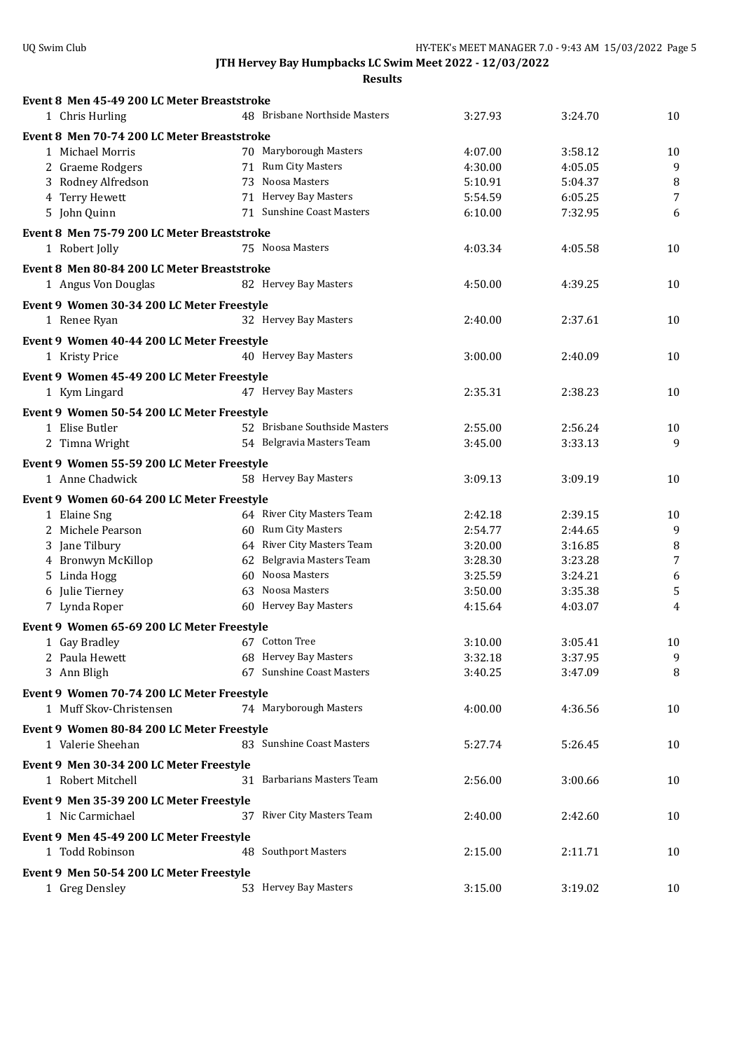# JTH Hervey Bay Humpbacks LC Swim Meet 2022 - 12/03/2022

## Results

### Event 8 Men 45-49 200 LC Meter Breaststroke

| Place | Name | Age | Team | Seed Time | Finals Time | Points |
|---|---|---|---|---|---|---|
| 1 | Chris Hurling | 48 | Brisbane Northside Masters | 3:27.93 | 3:24.70 | 10 |

### Event 8 Men 70-74 200 LC Meter Breaststroke

| Place | Name | Age | Team | Seed Time | Finals Time | Points |
|---|---|---|---|---|---|---|
| 1 | Michael Morris | 70 | Maryborough Masters | 4:07.00 | 3:58.12 | 10 |
| 2 | Graeme Rodgers | 71 | Rum City Masters | 4:30.00 | 4:05.05 | 9 |
| 3 | Rodney Alfredson | 73 | Noosa Masters | 5:10.91 | 5:04.37 | 8 |
| 4 | Terry Hewett | 71 | Hervey Bay Masters | 5:54.59 | 6:05.25 | 7 |
| 5 | John Quinn | 71 | Sunshine Coast Masters | 6:10.00 | 7:32.95 | 6 |

### Event 8 Men 75-79 200 LC Meter Breaststroke

| Place | Name | Age | Team | Seed Time | Finals Time | Points |
|---|---|---|---|---|---|---|
| 1 | Robert Jolly | 75 | Noosa Masters | 4:03.34 | 4:05.58 | 10 |

### Event 8 Men 80-84 200 LC Meter Breaststroke

| Place | Name | Age | Team | Seed Time | Finals Time | Points |
|---|---|---|---|---|---|---|
| 1 | Angus Von Douglas | 82 | Hervey Bay Masters | 4:50.00 | 4:39.25 | 10 |

### Event 9 Women 30-34 200 LC Meter Freestyle

| Place | Name | Age | Team | Seed Time | Finals Time | Points |
|---|---|---|---|---|---|---|
| 1 | Renee Ryan | 32 | Hervey Bay Masters | 2:40.00 | 2:37.61 | 10 |

### Event 9 Women 40-44 200 LC Meter Freestyle

| Place | Name | Age | Team | Seed Time | Finals Time | Points |
|---|---|---|---|---|---|---|
| 1 | Kristy Price | 40 | Hervey Bay Masters | 3:00.00 | 2:40.09 | 10 |

### Event 9 Women 45-49 200 LC Meter Freestyle

| Place | Name | Age | Team | Seed Time | Finals Time | Points |
|---|---|---|---|---|---|---|
| 1 | Kym Lingard | 47 | Hervey Bay Masters | 2:35.31 | 2:38.23 | 10 |

### Event 9 Women 50-54 200 LC Meter Freestyle

| Place | Name | Age | Team | Seed Time | Finals Time | Points |
|---|---|---|---|---|---|---|
| 1 | Elise Butler | 52 | Brisbane Southside Masters | 2:55.00 | 2:56.24 | 10 |
| 2 | Timna Wright | 54 | Belgravia Masters Team | 3:45.00 | 3:33.13 | 9 |

### Event 9 Women 55-59 200 LC Meter Freestyle

| Place | Name | Age | Team | Seed Time | Finals Time | Points |
|---|---|---|---|---|---|---|
| 1 | Anne Chadwick | 58 | Hervey Bay Masters | 3:09.13 | 3:09.19 | 10 |

### Event 9 Women 60-64 200 LC Meter Freestyle

| Place | Name | Age | Team | Seed Time | Finals Time | Points |
|---|---|---|---|---|---|---|
| 1 | Elaine Sng | 64 | River City Masters Team | 2:42.18 | 2:39.15 | 10 |
| 2 | Michele Pearson | 60 | Rum City Masters | 2:54.77 | 2:44.65 | 9 |
| 3 | Jane Tilbury | 64 | River City Masters Team | 3:20.00 | 3:16.85 | 8 |
| 4 | Bronwyn McKillop | 62 | Belgravia Masters Team | 3:28.30 | 3:23.28 | 7 |
| 5 | Linda Hogg | 60 | Noosa Masters | 3:25.59 | 3:24.21 | 6 |
| 6 | Julie Tierney | 63 | Noosa Masters | 3:50.00 | 3:35.38 | 5 |
| 7 | Lynda Roper | 60 | Hervey Bay Masters | 4:15.64 | 4:03.07 | 4 |

### Event 9 Women 65-69 200 LC Meter Freestyle

| Place | Name | Age | Team | Seed Time | Finals Time | Points |
|---|---|---|---|---|---|---|
| 1 | Gay Bradley | 67 | Cotton Tree | 3:10.00 | 3:05.41 | 10 |
| 2 | Paula Hewett | 68 | Hervey Bay Masters | 3:32.18 | 3:37.95 | 9 |
| 3 | Ann Bligh | 67 | Sunshine Coast Masters | 3:40.25 | 3:47.09 | 8 |

### Event 9 Women 70-74 200 LC Meter Freestyle

| Place | Name | Age | Team | Seed Time | Finals Time | Points |
|---|---|---|---|---|---|---|
| 1 | Muff Skov-Christensen | 74 | Maryborough Masters | 4:00.00 | 4:36.56 | 10 |

### Event 9 Women 80-84 200 LC Meter Freestyle

| Place | Name | Age | Team | Seed Time | Finals Time | Points |
|---|---|---|---|---|---|---|
| 1 | Valerie Sheehan | 83 | Sunshine Coast Masters | 5:27.74 | 5:26.45 | 10 |

### Event 9 Men 30-34 200 LC Meter Freestyle

| Place | Name | Age | Team | Seed Time | Finals Time | Points |
|---|---|---|---|---|---|---|
| 1 | Robert Mitchell | 31 | Barbarians Masters Team | 2:56.00 | 3:00.66 | 10 |

### Event 9 Men 35-39 200 LC Meter Freestyle

| Place | Name | Age | Team | Seed Time | Finals Time | Points |
|---|---|---|---|---|---|---|
| 1 | Nic Carmichael | 37 | River City Masters Team | 2:40.00 | 2:42.60 | 10 |

### Event 9 Men 45-49 200 LC Meter Freestyle

| Place | Name | Age | Team | Seed Time | Finals Time | Points |
|---|---|---|---|---|---|---|
| 1 | Todd Robinson | 48 | Southport Masters | 2:15.00 | 2:11.71 | 10 |

### Event 9 Men 50-54 200 LC Meter Freestyle

| Place | Name | Age | Team | Seed Time | Finals Time | Points |
|---|---|---|---|---|---|---|
| 1 | Greg Densley | 53 | Hervey Bay Masters | 3:15.00 | 3:19.02 | 10 |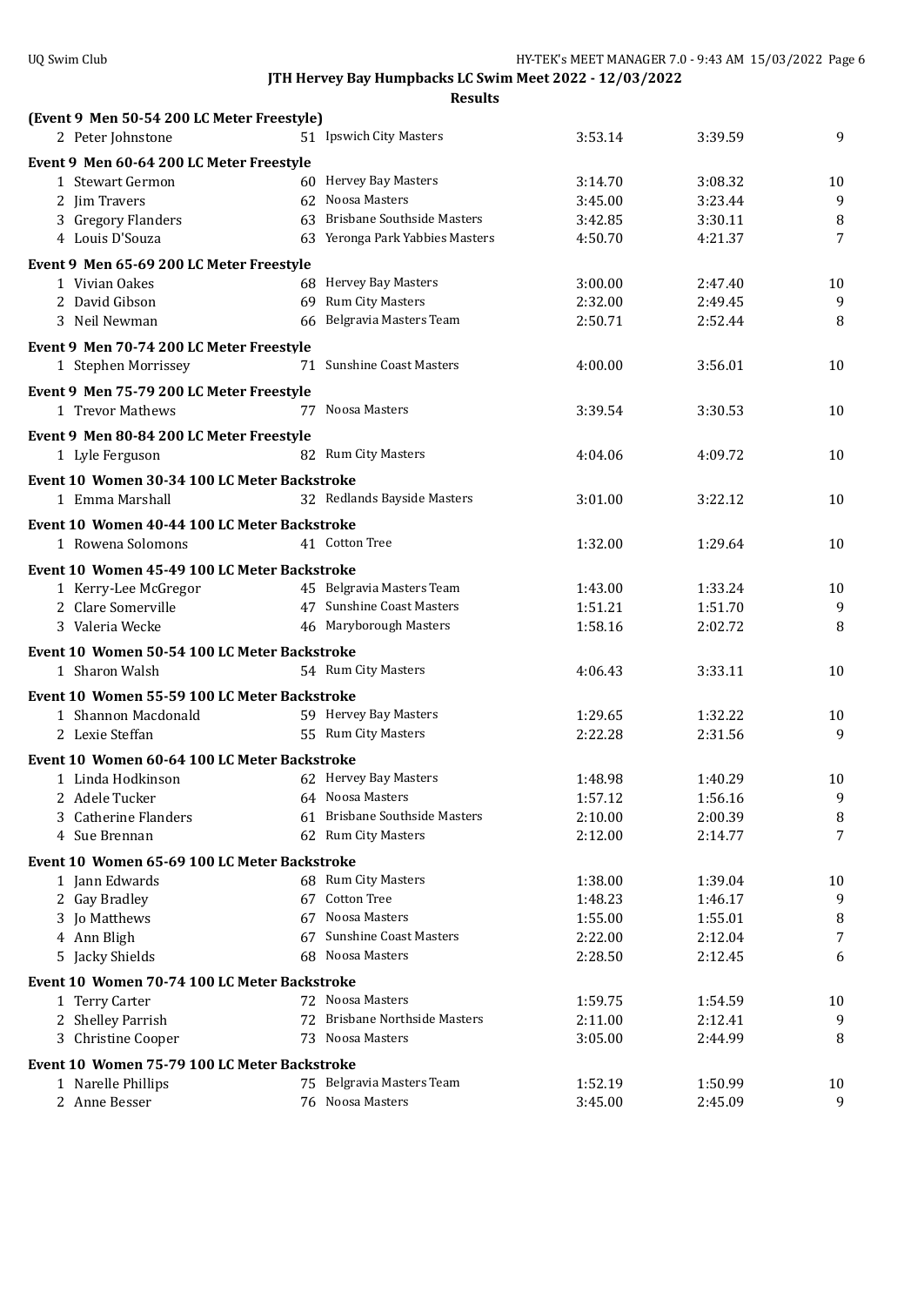# JTH Hervey Bay Humpbacks LC Swim Meet 2022 - 12/03/2022

## Results

**(Event 9 Men 50-54 200 LC Meter Freestyle)**

| | Name | Age | Team | Seed Time | Finals Time | Points |
|---|---|---|---|---|---|---|
| 2 | Peter Johnstone | 51 | Ipswich City Masters | 3:53.14 | 3:39.59 | 9 |

**Event 9 Men 60-64 200 LC Meter Freestyle**

| | Name | Age | Team | Seed Time | Finals Time | Points |
|---|---|---|---|---|---|---|
| 1 | Stewart Germon | 60 | Hervey Bay Masters | 3:14.70 | 3:08.32 | 10 |
| 2 | Jim Travers | 62 | Noosa Masters | 3:45.00 | 3:23.44 | 9 |
| 3 | Gregory Flanders | 63 | Brisbane Southside Masters | 3:42.85 | 3:30.11 | 8 |
| 4 | Louis D'Souza | 63 | Yeronga Park Yabbies Masters | 4:50.70 | 4:21.37 | 7 |

**Event 9 Men 65-69 200 LC Meter Freestyle**

| | Name | Age | Team | Seed Time | Finals Time | Points |
|---|---|---|---|---|---|---|
| 1 | Vivian Oakes | 68 | Hervey Bay Masters | 3:00.00 | 2:47.40 | 10 |
| 2 | David Gibson | 69 | Rum City Masters | 2:32.00 | 2:49.45 | 9 |
| 3 | Neil Newman | 66 | Belgravia Masters Team | 2:50.71 | 2:52.44 | 8 |

**Event 9 Men 70-74 200 LC Meter Freestyle**

| | Name | Age | Team | Seed Time | Finals Time | Points |
|---|---|---|---|---|---|---|
| 1 | Stephen Morrissey | 71 | Sunshine Coast Masters | 4:00.00 | 3:56.01 | 10 |

**Event 9 Men 75-79 200 LC Meter Freestyle**

| | Name | Age | Team | Seed Time | Finals Time | Points |
|---|---|---|---|---|---|---|
| 1 | Trevor Mathews | 77 | Noosa Masters | 3:39.54 | 3:30.53 | 10 |

**Event 9 Men 80-84 200 LC Meter Freestyle**

| | Name | Age | Team | Seed Time | Finals Time | Points |
|---|---|---|---|---|---|---|
| 1 | Lyle Ferguson | 82 | Rum City Masters | 4:04.06 | 4:09.72 | 10 |

**Event 10 Women 30-34 100 LC Meter Backstroke**

| | Name | Age | Team | Seed Time | Finals Time | Points |
|---|---|---|---|---|---|---|
| 1 | Emma Marshall | 32 | Redlands Bayside Masters | 3:01.00 | 3:22.12 | 10 |

**Event 10 Women 40-44 100 LC Meter Backstroke**

| | Name | Age | Team | Seed Time | Finals Time | Points |
|---|---|---|---|---|---|---|
| 1 | Rowena Solomons | 41 | Cotton Tree | 1:32.00 | 1:29.64 | 10 |

**Event 10 Women 45-49 100 LC Meter Backstroke**

| | Name | Age | Team | Seed Time | Finals Time | Points |
|---|---|---|---|---|---|---|
| 1 | Kerry-Lee McGregor | 45 | Belgravia Masters Team | 1:43.00 | 1:33.24 | 10 |
| 2 | Clare Somerville | 47 | Sunshine Coast Masters | 1:51.21 | 1:51.70 | 9 |
| 3 | Valeria Wecke | 46 | Maryborough Masters | 1:58.16 | 2:02.72 | 8 |

**Event 10 Women 50-54 100 LC Meter Backstroke**

| | Name | Age | Team | Seed Time | Finals Time | Points |
|---|---|---|---|---|---|---|
| 1 | Sharon Walsh | 54 | Rum City Masters | 4:06.43 | 3:33.11 | 10 |

**Event 10 Women 55-59 100 LC Meter Backstroke**

| | Name | Age | Team | Seed Time | Finals Time | Points |
|---|---|---|---|---|---|---|
| 1 | Shannon Macdonald | 59 | Hervey Bay Masters | 1:29.65 | 1:32.22 | 10 |
| 2 | Lexie Steffan | 55 | Rum City Masters | 2:22.28 | 2:31.56 | 9 |

**Event 10 Women 60-64 100 LC Meter Backstroke**

| | Name | Age | Team | Seed Time | Finals Time | Points |
|---|---|---|---|---|---|---|
| 1 | Linda Hodkinson | 62 | Hervey Bay Masters | 1:48.98 | 1:40.29 | 10 |
| 2 | Adele Tucker | 64 | Noosa Masters | 1:57.12 | 1:56.16 | 9 |
| 3 | Catherine Flanders | 61 | Brisbane Southside Masters | 2:10.00 | 2:00.39 | 8 |
| 4 | Sue Brennan | 62 | Rum City Masters | 2:12.00 | 2:14.77 | 7 |

**Event 10 Women 65-69 100 LC Meter Backstroke**

| | Name | Age | Team | Seed Time | Finals Time | Points |
|---|---|---|---|---|---|---|
| 1 | Jann Edwards | 68 | Rum City Masters | 1:38.00 | 1:39.04 | 10 |
| 2 | Gay Bradley | 67 | Cotton Tree | 1:48.23 | 1:46.17 | 9 |
| 3 | Jo Matthews | 67 | Noosa Masters | 1:55.00 | 1:55.01 | 8 |
| 4 | Ann Bligh | 67 | Sunshine Coast Masters | 2:22.00 | 2:12.04 | 7 |
| 5 | Jacky Shields | 68 | Noosa Masters | 2:28.50 | 2:12.45 | 6 |

**Event 10 Women 70-74 100 LC Meter Backstroke**

| | Name | Age | Team | Seed Time | Finals Time | Points |
|---|---|---|---|---|---|---|
| 1 | Terry Carter | 72 | Noosa Masters | 1:59.75 | 1:54.59 | 10 |
| 2 | Shelley Parrish | 72 | Brisbane Northside Masters | 2:11.00 | 2:12.41 | 9 |
| 3 | Christine Cooper | 73 | Noosa Masters | 3:05.00 | 2:44.99 | 8 |

**Event 10 Women 75-79 100 LC Meter Backstroke**

| | Name | Age | Team | Seed Time | Finals Time | Points |
|---|---|---|---|---|---|---|
| 1 | Narelle Phillips | 75 | Belgravia Masters Team | 1:52.19 | 1:50.99 | 10 |
| 2 | Anne Besser | 76 | Noosa Masters | 3:45.00 | 2:45.09 | 9 |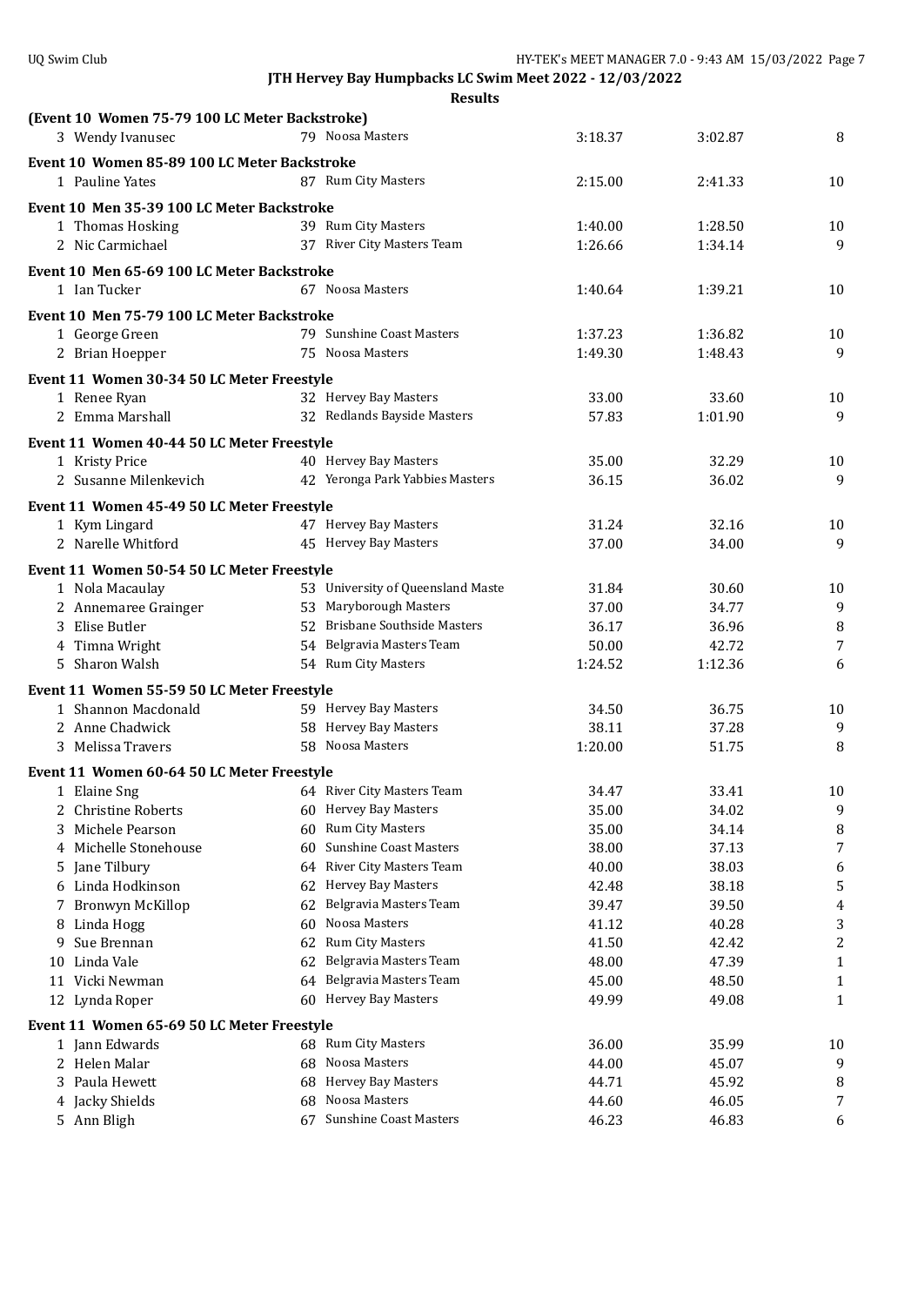**JTH Hervey Bay Humpbacks LC Swim Meet 2022 - 12/03/2022**

**Results**

**(Event 10 Women 75-79 100 LC Meter Backstroke)**

| | Name | Age | Team | Seed Time | Finals Time | Points |
|---|---|---|---|---|---|---|
| 3 | Wendy Ivanusec | 79 | Noosa Masters | 3:18.37 | 3:02.87 | 8 |

**Event 10 Women 85-89 100 LC Meter Backstroke**

| | Name | Age | Team | Seed Time | Finals Time | Points |
|---|---|---|---|---|---|---|
| 1 | Pauline Yates | 87 | Rum City Masters | 2:15.00 | 2:41.33 | 10 |

**Event 10 Men 35-39 100 LC Meter Backstroke**

| | Name | Age | Team | Seed Time | Finals Time | Points |
|---|---|---|---|---|---|---|
| 1 | Thomas Hosking | 39 | Rum City Masters | 1:40.00 | 1:28.50 | 10 |
| 2 | Nic Carmichael | 37 | River City Masters Team | 1:26.66 | 1:34.14 | 9 |

**Event 10 Men 65-69 100 LC Meter Backstroke**

| | Name | Age | Team | Seed Time | Finals Time | Points |
|---|---|---|---|---|---|---|
| 1 | Ian Tucker | 67 | Noosa Masters | 1:40.64 | 1:39.21 | 10 |

**Event 10 Men 75-79 100 LC Meter Backstroke**

| | Name | Age | Team | Seed Time | Finals Time | Points |
|---|---|---|---|---|---|---|
| 1 | George Green | 79 | Sunshine Coast Masters | 1:37.23 | 1:36.82 | 10 |
| 2 | Brian Hoepper | 75 | Noosa Masters | 1:49.30 | 1:48.43 | 9 |

**Event 11 Women 30-34 50 LC Meter Freestyle**

| | Name | Age | Team | Seed Time | Finals Time | Points |
|---|---|---|---|---|---|---|
| 1 | Renee Ryan | 32 | Hervey Bay Masters | 33.00 | 33.60 | 10 |
| 2 | Emma Marshall | 32 | Redlands Bayside Masters | 57.83 | 1:01.90 | 9 |

**Event 11 Women 40-44 50 LC Meter Freestyle**

| | Name | Age | Team | Seed Time | Finals Time | Points |
|---|---|---|---|---|---|---|
| 1 | Kristy Price | 40 | Hervey Bay Masters | 35.00 | 32.29 | 10 |
| 2 | Susanne Milenkevich | 42 | Yeronga Park Yabbies Masters | 36.15 | 36.02 | 9 |

**Event 11 Women 45-49 50 LC Meter Freestyle**

| | Name | Age | Team | Seed Time | Finals Time | Points |
|---|---|---|---|---|---|---|
| 1 | Kym Lingard | 47 | Hervey Bay Masters | 31.24 | 32.16 | 10 |
| 2 | Narelle Whitford | 45 | Hervey Bay Masters | 37.00 | 34.00 | 9 |

**Event 11 Women 50-54 50 LC Meter Freestyle**

| | Name | Age | Team | Seed Time | Finals Time | Points |
|---|---|---|---|---|---|---|
| 1 | Nola Macaulay | 53 | University of Queensland Maste | 31.84 | 30.60 | 10 |
| 2 | Annemaree Grainger | 53 | Maryborough Masters | 37.00 | 34.77 | 9 |
| 3 | Elise Butler | 52 | Brisbane Southside Masters | 36.17 | 36.96 | 8 |
| 4 | Timna Wright | 54 | Belgravia Masters Team | 50.00 | 42.72 | 7 |
| 5 | Sharon Walsh | 54 | Rum City Masters | 1:24.52 | 1:12.36 | 6 |

**Event 11 Women 55-59 50 LC Meter Freestyle**

| | Name | Age | Team | Seed Time | Finals Time | Points |
|---|---|---|---|---|---|---|
| 1 | Shannon Macdonald | 59 | Hervey Bay Masters | 34.50 | 36.75 | 10 |
| 2 | Anne Chadwick | 58 | Hervey Bay Masters | 38.11 | 37.28 | 9 |
| 3 | Melissa Travers | 58 | Noosa Masters | 1:20.00 | 51.75 | 8 |

**Event 11 Women 60-64 50 LC Meter Freestyle**

| | Name | Age | Team | Seed Time | Finals Time | Points |
|---|---|---|---|---|---|---|
| 1 | Elaine Sng | 64 | River City Masters Team | 34.47 | 33.41 | 10 |
| 2 | Christine Roberts | 60 | Hervey Bay Masters | 35.00 | 34.02 | 9 |
| 3 | Michele Pearson | 60 | Rum City Masters | 35.00 | 34.14 | 8 |
| 4 | Michelle Stonehouse | 60 | Sunshine Coast Masters | 38.00 | 37.13 | 7 |
| 5 | Jane Tilbury | 64 | River City Masters Team | 40.00 | 38.03 | 6 |
| 6 | Linda Hodkinson | 62 | Hervey Bay Masters | 42.48 | 38.18 | 5 |
| 7 | Bronwyn McKillop | 62 | Belgravia Masters Team | 39.47 | 39.50 | 4 |
| 8 | Linda Hogg | 60 | Noosa Masters | 41.12 | 40.28 | 3 |
| 9 | Sue Brennan | 62 | Rum City Masters | 41.50 | 42.42 | 2 |
| 10 | Linda Vale | 62 | Belgravia Masters Team | 48.00 | 47.39 | 1 |
| 11 | Vicki Newman | 64 | Belgravia Masters Team | 45.00 | 48.50 | 1 |
| 12 | Lynda Roper | 60 | Hervey Bay Masters | 49.99 | 49.08 | 1 |

**Event 11 Women 65-69 50 LC Meter Freestyle**

| | Name | Age | Team | Seed Time | Finals Time | Points |
|---|---|---|---|---|---|---|
| 1 | Jann Edwards | 68 | Rum City Masters | 36.00 | 35.99 | 10 |
| 2 | Helen Malar | 68 | Noosa Masters | 44.00 | 45.07 | 9 |
| 3 | Paula Hewett | 68 | Hervey Bay Masters | 44.71 | 45.92 | 8 |
| 4 | Jacky Shields | 68 | Noosa Masters | 44.60 | 46.05 | 7 |
| 5 | Ann Bligh | 67 | Sunshine Coast Masters | 46.23 | 46.83 | 6 |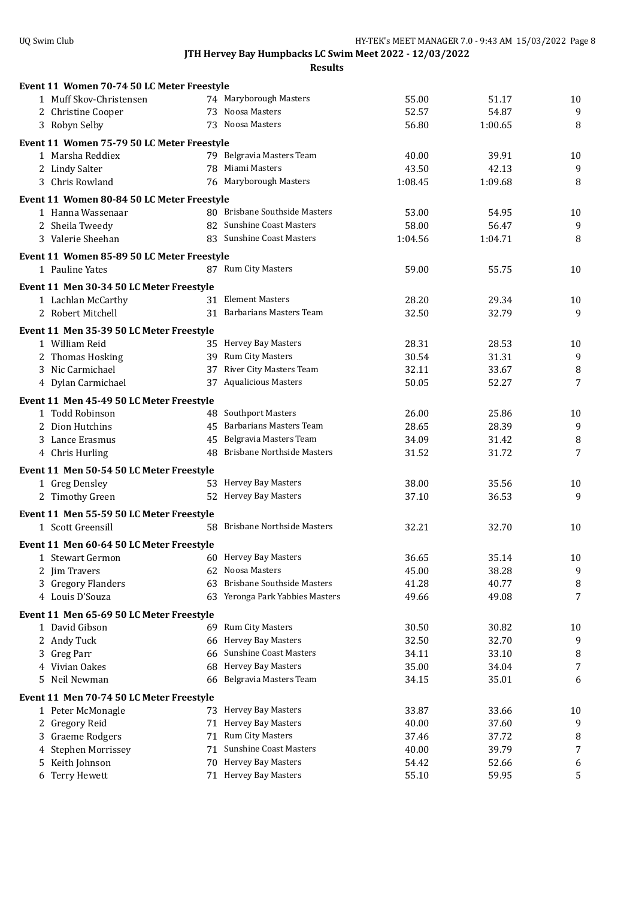# JTH Hervey Bay Humpbacks LC Swim Meet 2022 - 12/03/2022

## Results

### Event 11 Women 70-74 50 LC Meter Freestyle

| | Name | Age | Team | Seed Time | Finals Time | Points |
|---|---|---|---|---|---|---|
| 1 | Muff Skov-Christensen | 74 | Maryborough Masters | 55.00 | 51.17 | 10 |
| 2 | Christine Cooper | 73 | Noosa Masters | 52.57 | 54.87 | 9 |
| 3 | Robyn Selby | 73 | Noosa Masters | 56.80 | 1:00.65 | 8 |

### Event 11 Women 75-79 50 LC Meter Freestyle

| | Name | Age | Team | Seed Time | Finals Time | Points |
|---|---|---|---|---|---|---|
| 1 | Marsha Reddiex | 79 | Belgravia Masters Team | 40.00 | 39.91 | 10 |
| 2 | Lindy Salter | 78 | Miami Masters | 43.50 | 42.13 | 9 |
| 3 | Chris Rowland | 76 | Maryborough Masters | 1:08.45 | 1:09.68 | 8 |

### Event 11 Women 80-84 50 LC Meter Freestyle

| | Name | Age | Team | Seed Time | Finals Time | Points |
|---|---|---|---|---|---|---|
| 1 | Hanna Wassenaar | 80 | Brisbane Southside Masters | 53.00 | 54.95 | 10 |
| 2 | Sheila Tweedy | 82 | Sunshine Coast Masters | 58.00 | 56.47 | 9 |
| 3 | Valerie Sheehan | 83 | Sunshine Coast Masters | 1:04.56 | 1:04.71 | 8 |

### Event 11 Women 85-89 50 LC Meter Freestyle

| | Name | Age | Team | Seed Time | Finals Time | Points |
|---|---|---|---|---|---|---|
| 1 | Pauline Yates | 87 | Rum City Masters | 59.00 | 55.75 | 10 |

### Event 11 Men 30-34 50 LC Meter Freestyle

| | Name | Age | Team | Seed Time | Finals Time | Points |
|---|---|---|---|---|---|---|
| 1 | Lachlan McCarthy | 31 | Element Masters | 28.20 | 29.34 | 10 |
| 2 | Robert Mitchell | 31 | Barbarians Masters Team | 32.50 | 32.79 | 9 |

### Event 11 Men 35-39 50 LC Meter Freestyle

| | Name | Age | Team | Seed Time | Finals Time | Points |
|---|---|---|---|---|---|---|
| 1 | William Reid | 35 | Hervey Bay Masters | 28.31 | 28.53 | 10 |
| 2 | Thomas Hosking | 39 | Rum City Masters | 30.54 | 31.31 | 9 |
| 3 | Nic Carmichael | 37 | River City Masters Team | 32.11 | 33.67 | 8 |
| 4 | Dylan Carmichael | 37 | Aqualicious Masters | 50.05 | 52.27 | 7 |

### Event 11 Men 45-49 50 LC Meter Freestyle

| | Name | Age | Team | Seed Time | Finals Time | Points |
|---|---|---|---|---|---|---|
| 1 | Todd Robinson | 48 | Southport Masters | 26.00 | 25.86 | 10 |
| 2 | Dion Hutchins | 45 | Barbarians Masters Team | 28.65 | 28.39 | 9 |
| 3 | Lance Erasmus | 45 | Belgravia Masters Team | 34.09 | 31.42 | 8 |
| 4 | Chris Hurling | 48 | Brisbane Northside Masters | 31.52 | 31.72 | 7 |

### Event 11 Men 50-54 50 LC Meter Freestyle

| | Name | Age | Team | Seed Time | Finals Time | Points |
|---|---|---|---|---|---|---|
| 1 | Greg Densley | 53 | Hervey Bay Masters | 38.00 | 35.56 | 10 |
| 2 | Timothy Green | 52 | Hervey Bay Masters | 37.10 | 36.53 | 9 |

### Event 11 Men 55-59 50 LC Meter Freestyle

| | Name | Age | Team | Seed Time | Finals Time | Points |
|---|---|---|---|---|---|---|
| 1 | Scott Greensill | 58 | Brisbane Northside Masters | 32.21 | 32.70 | 10 |

### Event 11 Men 60-64 50 LC Meter Freestyle

| | Name | Age | Team | Seed Time | Finals Time | Points |
|---|---|---|---|---|---|---|
| 1 | Stewart Germon | 60 | Hervey Bay Masters | 36.65 | 35.14 | 10 |
| 2 | Jim Travers | 62 | Noosa Masters | 45.00 | 38.28 | 9 |
| 3 | Gregory Flanders | 63 | Brisbane Southside Masters | 41.28 | 40.77 | 8 |
| 4 | Louis D'Souza | 63 | Yeronga Park Yabbies Masters | 49.66 | 49.08 | 7 |

### Event 11 Men 65-69 50 LC Meter Freestyle

| | Name | Age | Team | Seed Time | Finals Time | Points |
|---|---|---|---|---|---|---|
| 1 | David Gibson | 69 | Rum City Masters | 30.50 | 30.82 | 10 |
| 2 | Andy Tuck | 66 | Hervey Bay Masters | 32.50 | 32.70 | 9 |
| 3 | Greg Parr | 66 | Sunshine Coast Masters | 34.11 | 33.10 | 8 |
| 4 | Vivian Oakes | 68 | Hervey Bay Masters | 35.00 | 34.04 | 7 |
| 5 | Neil Newman | 66 | Belgravia Masters Team | 34.15 | 35.01 | 6 |

### Event 11 Men 70-74 50 LC Meter Freestyle

| | Name | Age | Team | Seed Time | Finals Time | Points |
|---|---|---|---|---|---|---|
| 1 | Peter McMonagle | 73 | Hervey Bay Masters | 33.87 | 33.66 | 10 |
| 2 | Gregory Reid | 71 | Hervey Bay Masters | 40.00 | 37.60 | 9 |
| 3 | Graeme Rodgers | 71 | Rum City Masters | 37.46 | 37.72 | 8 |
| 4 | Stephen Morrissey | 71 | Sunshine Coast Masters | 40.00 | 39.79 | 7 |
| 5 | Keith Johnson | 70 | Hervey Bay Masters | 54.42 | 52.66 | 6 |
| 6 | Terry Hewett | 71 | Hervey Bay Masters | 55.10 | 59.95 | 5 |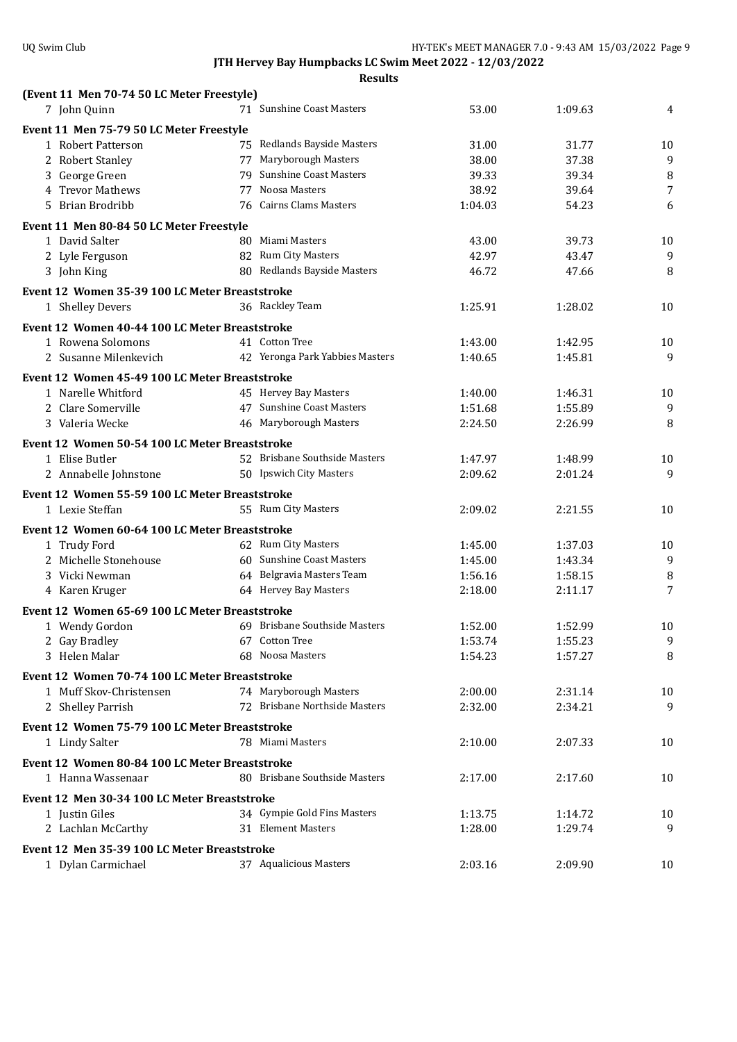## JTH Hervey Bay Humpbacks LC Swim Meet 2022 - 12/03/2022

### Results

**(Event 11 Men 70-74 50 LC Meter Freestyle)**

| | Name | Age | Team | Seed Time | Finals Time | Points |
|---|---|---|---|---|---|---|
| 7 | John Quinn | 71 | Sunshine Coast Masters | 53.00 | 1:09.63 | 4 |

**Event 11 Men 75-79 50 LC Meter Freestyle**

| | Name | Age | Team | Seed Time | Finals Time | Points |
|---|---|---|---|---|---|---|
| 1 | Robert Patterson | 75 | Redlands Bayside Masters | 31.00 | 31.77 | 10 |
| 2 | Robert Stanley | 77 | Maryborough Masters | 38.00 | 37.38 | 9 |
| 3 | George Green | 79 | Sunshine Coast Masters | 39.33 | 39.34 | 8 |
| 4 | Trevor Mathews | 77 | Noosa Masters | 38.92 | 39.64 | 7 |
| 5 | Brian Brodribb | 76 | Cairns Clams Masters | 1:04.03 | 54.23 | 6 |

**Event 11 Men 80-84 50 LC Meter Freestyle**

| | Name | Age | Team | Seed Time | Finals Time | Points |
|---|---|---|---|---|---|---|
| 1 | David Salter | 80 | Miami Masters | 43.00 | 39.73 | 10 |
| 2 | Lyle Ferguson | 82 | Rum City Masters | 42.97 | 43.47 | 9 |
| 3 | John King | 80 | Redlands Bayside Masters | 46.72 | 47.66 | 8 |

**Event 12 Women 35-39 100 LC Meter Breaststroke**

| | Name | Age | Team | Seed Time | Finals Time | Points |
|---|---|---|---|---|---|---|
| 1 | Shelley Devers | 36 | Rackley Team | 1:25.91 | 1:28.02 | 10 |

**Event 12 Women 40-44 100 LC Meter Breaststroke**

| | Name | Age | Team | Seed Time | Finals Time | Points |
|---|---|---|---|---|---|---|
| 1 | Rowena Solomons | 41 | Cotton Tree | 1:43.00 | 1:42.95 | 10 |
| 2 | Susanne Milenkevich | 42 | Yeronga Park Yabbies Masters | 1:40.65 | 1:45.81 | 9 |

**Event 12 Women 45-49 100 LC Meter Breaststroke**

| | Name | Age | Team | Seed Time | Finals Time | Points |
|---|---|---|---|---|---|---|
| 1 | Narelle Whitford | 45 | Hervey Bay Masters | 1:40.00 | 1:46.31 | 10 |
| 2 | Clare Somerville | 47 | Sunshine Coast Masters | 1:51.68 | 1:55.89 | 9 |
| 3 | Valeria Wecke | 46 | Maryborough Masters | 2:24.50 | 2:26.99 | 8 |

**Event 12 Women 50-54 100 LC Meter Breaststroke**

| | Name | Age | Team | Seed Time | Finals Time | Points |
|---|---|---|---|---|---|---|
| 1 | Elise Butler | 52 | Brisbane Southside Masters | 1:47.97 | 1:48.99 | 10 |
| 2 | Annabelle Johnstone | 50 | Ipswich City Masters | 2:09.62 | 2:01.24 | 9 |

**Event 12 Women 55-59 100 LC Meter Breaststroke**

| | Name | Age | Team | Seed Time | Finals Time | Points |
|---|---|---|---|---|---|---|
| 1 | Lexie Steffan | 55 | Rum City Masters | 2:09.02 | 2:21.55 | 10 |

**Event 12 Women 60-64 100 LC Meter Breaststroke**

| | Name | Age | Team | Seed Time | Finals Time | Points |
|---|---|---|---|---|---|---|
| 1 | Trudy Ford | 62 | Rum City Masters | 1:45.00 | 1:37.03 | 10 |
| 2 | Michelle Stonehouse | 60 | Sunshine Coast Masters | 1:45.00 | 1:43.34 | 9 |
| 3 | Vicki Newman | 64 | Belgravia Masters Team | 1:56.16 | 1:58.15 | 8 |
| 4 | Karen Kruger | 64 | Hervey Bay Masters | 2:18.00 | 2:11.17 | 7 |

**Event 12 Women 65-69 100 LC Meter Breaststroke**

| | Name | Age | Team | Seed Time | Finals Time | Points |
|---|---|---|---|---|---|---|
| 1 | Wendy Gordon | 69 | Brisbane Southside Masters | 1:52.00 | 1:52.99 | 10 |
| 2 | Gay Bradley | 67 | Cotton Tree | 1:53.74 | 1:55.23 | 9 |
| 3 | Helen Malar | 68 | Noosa Masters | 1:54.23 | 1:57.27 | 8 |

**Event 12 Women 70-74 100 LC Meter Breaststroke**

| | Name | Age | Team | Seed Time | Finals Time | Points |
|---|---|---|---|---|---|---|
| 1 | Muff Skov-Christensen | 74 | Maryborough Masters | 2:00.00 | 2:31.14 | 10 |
| 2 | Shelley Parrish | 72 | Brisbane Northside Masters | 2:32.00 | 2:34.21 | 9 |

**Event 12 Women 75-79 100 LC Meter Breaststroke**

| | Name | Age | Team | Seed Time | Finals Time | Points |
|---|---|---|---|---|---|---|
| 1 | Lindy Salter | 78 | Miami Masters | 2:10.00 | 2:07.33 | 10 |

**Event 12 Women 80-84 100 LC Meter Breaststroke**

| | Name | Age | Team | Seed Time | Finals Time | Points |
|---|---|---|---|---|---|---|
| 1 | Hanna Wassenaar | 80 | Brisbane Southside Masters | 2:17.00 | 2:17.60 | 10 |

**Event 12 Men 30-34 100 LC Meter Breaststroke**

| | Name | Age | Team | Seed Time | Finals Time | Points |
|---|---|---|---|---|---|---|
| 1 | Justin Giles | 34 | Gympie Gold Fins Masters | 1:13.75 | 1:14.72 | 10 |
| 2 | Lachlan McCarthy | 31 | Element Masters | 1:28.00 | 1:29.74 | 9 |

**Event 12 Men 35-39 100 LC Meter Breaststroke**

| | Name | Age | Team | Seed Time | Finals Time | Points |
|---|---|---|---|---|---|---|
| 1 | Dylan Carmichael | 37 | Aqualicious Masters | 2:03.16 | 2:09.90 | 10 |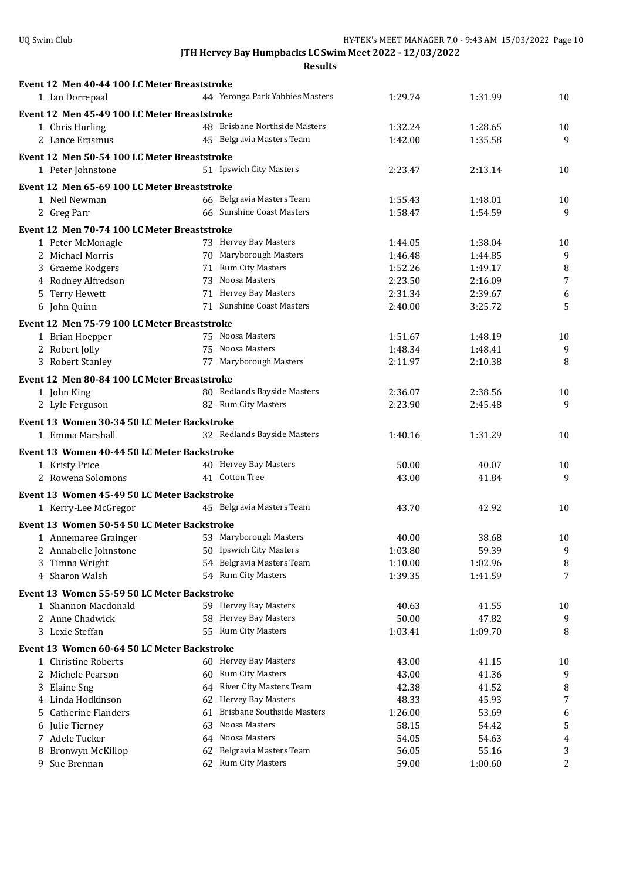**JTH Hervey Bay Humpbacks LC Swim Meet 2022 - 12/03/2022**

**Results**

**Event 12 Men 40-44 100 LC Meter Breaststroke**

| | Name | Age | Team | Seed Time | Finals Time | Points |
|---|---|---|---|---|---|---|
| 1 | Ian Dorrepaal | 44 | Yeronga Park Yabbies Masters | 1:29.74 | 1:31.99 | 10 |

**Event 12 Men 45-49 100 LC Meter Breaststroke**

| | Name | Age | Team | Seed Time | Finals Time | Points |
|---|---|---|---|---|---|---|
| 1 | Chris Hurling | 48 | Brisbane Northside Masters | 1:32.24 | 1:28.65 | 10 |
| 2 | Lance Erasmus | 45 | Belgravia Masters Team | 1:42.00 | 1:35.58 | 9 |

**Event 12 Men 50-54 100 LC Meter Breaststroke**

| | Name | Age | Team | Seed Time | Finals Time | Points |
|---|---|---|---|---|---|---|
| 1 | Peter Johnstone | 51 | Ipswich City Masters | 2:23.47 | 2:13.14 | 10 |

**Event 12 Men 65-69 100 LC Meter Breaststroke**

| | Name | Age | Team | Seed Time | Finals Time | Points |
|---|---|---|---|---|---|---|
| 1 | Neil Newman | 66 | Belgravia Masters Team | 1:55.43 | 1:48.01 | 10 |
| 2 | Greg Parr | 66 | Sunshine Coast Masters | 1:58.47 | 1:54.59 | 9 |

**Event 12 Men 70-74 100 LC Meter Breaststroke**

| | Name | Age | Team | Seed Time | Finals Time | Points |
|---|---|---|---|---|---|---|
| 1 | Peter McMonagle | 73 | Hervey Bay Masters | 1:44.05 | 1:38.04 | 10 |
| 2 | Michael Morris | 70 | Maryborough Masters | 1:46.48 | 1:44.85 | 9 |
| 3 | Graeme Rodgers | 71 | Rum City Masters | 1:52.26 | 1:49.17 | 8 |
| 4 | Rodney Alfredson | 73 | Noosa Masters | 2:23.50 | 2:16.09 | 7 |
| 5 | Terry Hewett | 71 | Hervey Bay Masters | 2:31.34 | 2:39.67 | 6 |
| 6 | John Quinn | 71 | Sunshine Coast Masters | 2:40.00 | 3:25.72 | 5 |

**Event 12 Men 75-79 100 LC Meter Breaststroke**

| | Name | Age | Team | Seed Time | Finals Time | Points |
|---|---|---|---|---|---|---|
| 1 | Brian Hoepper | 75 | Noosa Masters | 1:51.67 | 1:48.19 | 10 |
| 2 | Robert Jolly | 75 | Noosa Masters | 1:48.34 | 1:48.41 | 9 |
| 3 | Robert Stanley | 77 | Maryborough Masters | 2:11.97 | 2:10.38 | 8 |

**Event 12 Men 80-84 100 LC Meter Breaststroke**

| | Name | Age | Team | Seed Time | Finals Time | Points |
|---|---|---|---|---|---|---|
| 1 | John King | 80 | Redlands Bayside Masters | 2:36.07 | 2:38.56 | 10 |
| 2 | Lyle Ferguson | 82 | Rum City Masters | 2:23.90 | 2:45.48 | 9 |

**Event 13 Women 30-34 50 LC Meter Backstroke**

| | Name | Age | Team | Seed Time | Finals Time | Points |
|---|---|---|---|---|---|---|
| 1 | Emma Marshall | 32 | Redlands Bayside Masters | 1:40.16 | 1:31.29 | 10 |

**Event 13 Women 40-44 50 LC Meter Backstroke**

| | Name | Age | Team | Seed Time | Finals Time | Points |
|---|---|---|---|---|---|---|
| 1 | Kristy Price | 40 | Hervey Bay Masters | 50.00 | 40.07 | 10 |
| 2 | Rowena Solomons | 41 | Cotton Tree | 43.00 | 41.84 | 9 |

**Event 13 Women 45-49 50 LC Meter Backstroke**

| | Name | Age | Team | Seed Time | Finals Time | Points |
|---|---|---|---|---|---|---|
| 1 | Kerry-Lee McGregor | 45 | Belgravia Masters Team | 43.70 | 42.92 | 10 |

**Event 13 Women 50-54 50 LC Meter Backstroke**

| | Name | Age | Team | Seed Time | Finals Time | Points |
|---|---|---|---|---|---|---|
| 1 | Annemaree Grainger | 53 | Maryborough Masters | 40.00 | 38.68 | 10 |
| 2 | Annabelle Johnstone | 50 | Ipswich City Masters | 1:03.80 | 59.39 | 9 |
| 3 | Timna Wright | 54 | Belgravia Masters Team | 1:10.00 | 1:02.96 | 8 |
| 4 | Sharon Walsh | 54 | Rum City Masters | 1:39.35 | 1:41.59 | 7 |

**Event 13 Women 55-59 50 LC Meter Backstroke**

| | Name | Age | Team | Seed Time | Finals Time | Points |
|---|---|---|---|---|---|---|
| 1 | Shannon Macdonald | 59 | Hervey Bay Masters | 40.63 | 41.55 | 10 |
| 2 | Anne Chadwick | 58 | Hervey Bay Masters | 50.00 | 47.82 | 9 |
| 3 | Lexie Steffan | 55 | Rum City Masters | 1:03.41 | 1:09.70 | 8 |

**Event 13 Women 60-64 50 LC Meter Backstroke**

| | Name | Age | Team | Seed Time | Finals Time | Points |
|---|---|---|---|---|---|---|
| 1 | Christine Roberts | 60 | Hervey Bay Masters | 43.00 | 41.15 | 10 |
| 2 | Michele Pearson | 60 | Rum City Masters | 43.00 | 41.36 | 9 |
| 3 | Elaine Sng | 64 | River City Masters Team | 42.38 | 41.52 | 8 |
| 4 | Linda Hodkinson | 62 | Hervey Bay Masters | 48.33 | 45.93 | 7 |
| 5 | Catherine Flanders | 61 | Brisbane Southside Masters | 1:26.00 | 53.69 | 6 |
| 6 | Julie Tierney | 63 | Noosa Masters | 58.15 | 54.42 | 5 |
| 7 | Adele Tucker | 64 | Noosa Masters | 54.05 | 54.63 | 4 |
| 8 | Bronwyn McKillop | 62 | Belgravia Masters Team | 56.05 | 55.16 | 3 |
| 9 | Sue Brennan | 62 | Rum City Masters | 59.00 | 1:00.60 | 2 |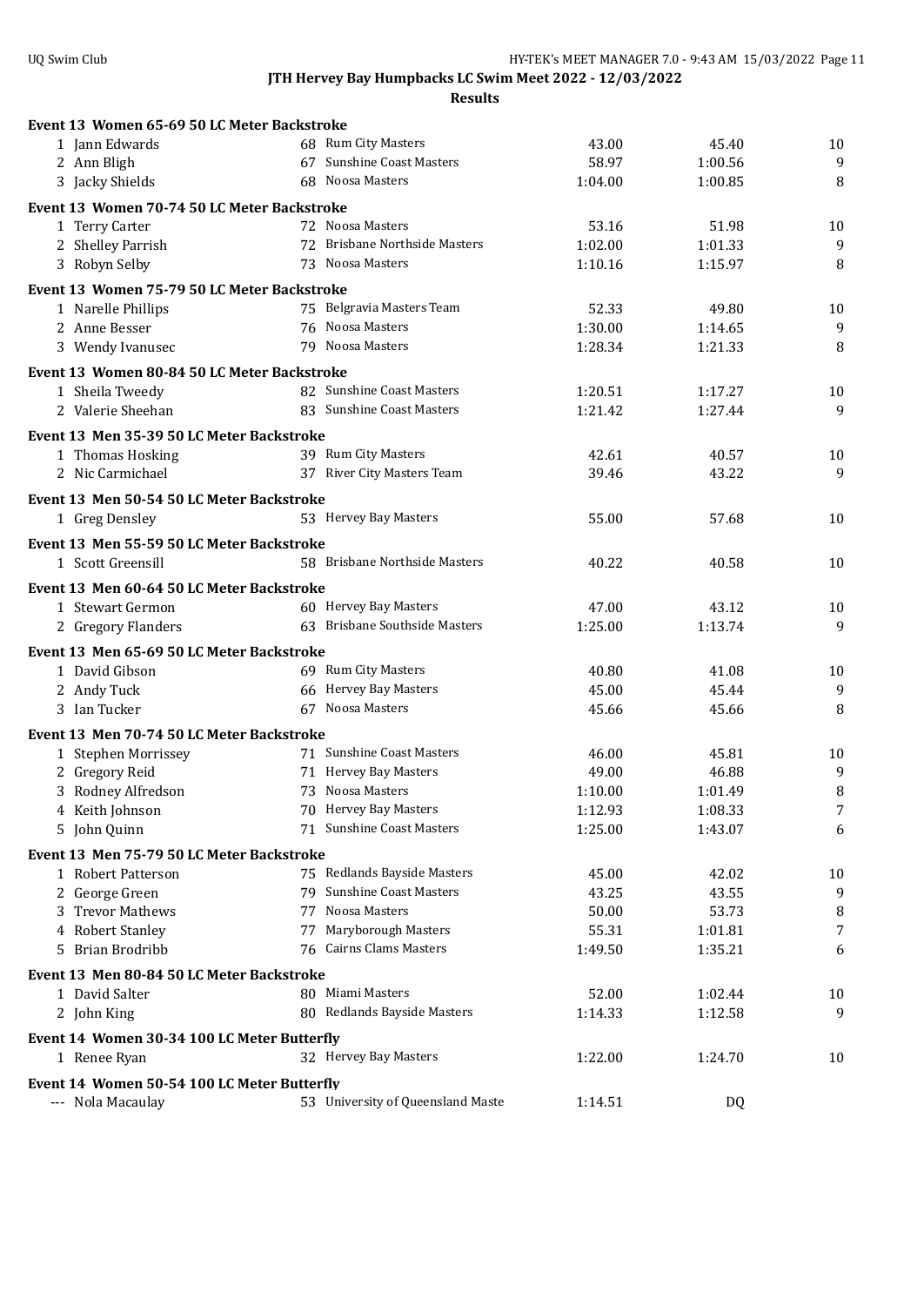**JTH Hervey Bay Humpbacks LC Swim Meet 2022 - 12/03/2022**

**Results**

### Event 13 Women 65-69 50 LC Meter Backstroke

| Place | Name | Age | Team | Seed Time | Finals Time | Points |
|---|---|---|---|---|---|---|
| 1 | Jann Edwards | 68 | Rum City Masters | 43.00 | 45.40 | 10 |
| 2 | Ann Bligh | 67 | Sunshine Coast Masters | 58.97 | 1:00.56 | 9 |
| 3 | Jacky Shields | 68 | Noosa Masters | 1:04.00 | 1:00.85 | 8 |

### Event 13 Women 70-74 50 LC Meter Backstroke

| Place | Name | Age | Team | Seed Time | Finals Time | Points |
|---|---|---|---|---|---|---|
| 1 | Terry Carter | 72 | Noosa Masters | 53.16 | 51.98 | 10 |
| 2 | Shelley Parrish | 72 | Brisbane Northside Masters | 1:02.00 | 1:01.33 | 9 |
| 3 | Robyn Selby | 73 | Noosa Masters | 1:10.16 | 1:15.97 | 8 |

### Event 13 Women 75-79 50 LC Meter Backstroke

| Place | Name | Age | Team | Seed Time | Finals Time | Points |
|---|---|---|---|---|---|---|
| 1 | Narelle Phillips | 75 | Belgravia Masters Team | 52.33 | 49.80 | 10 |
| 2 | Anne Besser | 76 | Noosa Masters | 1:30.00 | 1:14.65 | 9 |
| 3 | Wendy Ivanusec | 79 | Noosa Masters | 1:28.34 | 1:21.33 | 8 |

### Event 13 Women 80-84 50 LC Meter Backstroke

| Place | Name | Age | Team | Seed Time | Finals Time | Points |
|---|---|---|---|---|---|---|
| 1 | Sheila Tweedy | 82 | Sunshine Coast Masters | 1:20.51 | 1:17.27 | 10 |
| 2 | Valerie Sheehan | 83 | Sunshine Coast Masters | 1:21.42 | 1:27.44 | 9 |

### Event 13 Men 35-39 50 LC Meter Backstroke

| Place | Name | Age | Team | Seed Time | Finals Time | Points |
|---|---|---|---|---|---|---|
| 1 | Thomas Hosking | 39 | Rum City Masters | 42.61 | 40.57 | 10 |
| 2 | Nic Carmichael | 37 | River City Masters Team | 39.46 | 43.22 | 9 |

### Event 13 Men 50-54 50 LC Meter Backstroke

| Place | Name | Age | Team | Seed Time | Finals Time | Points |
|---|---|---|---|---|---|---|
| 1 | Greg Densley | 53 | Hervey Bay Masters | 55.00 | 57.68 | 10 |

### Event 13 Men 55-59 50 LC Meter Backstroke

| Place | Name | Age | Team | Seed Time | Finals Time | Points |
|---|---|---|---|---|---|---|
| 1 | Scott Greensill | 58 | Brisbane Northside Masters | 40.22 | 40.58 | 10 |

### Event 13 Men 60-64 50 LC Meter Backstroke

| Place | Name | Age | Team | Seed Time | Finals Time | Points |
|---|---|---|---|---|---|---|
| 1 | Stewart Germon | 60 | Hervey Bay Masters | 47.00 | 43.12 | 10 |
| 2 | Gregory Flanders | 63 | Brisbane Southside Masters | 1:25.00 | 1:13.74 | 9 |

### Event 13 Men 65-69 50 LC Meter Backstroke

| Place | Name | Age | Team | Seed Time | Finals Time | Points |
|---|---|---|---|---|---|---|
| 1 | David Gibson | 69 | Rum City Masters | 40.80 | 41.08 | 10 |
| 2 | Andy Tuck | 66 | Hervey Bay Masters | 45.00 | 45.44 | 9 |
| 3 | Ian Tucker | 67 | Noosa Masters | 45.66 | 45.66 | 8 |

### Event 13 Men 70-74 50 LC Meter Backstroke

| Place | Name | Age | Team | Seed Time | Finals Time | Points |
|---|---|---|---|---|---|---|
| 1 | Stephen Morrissey | 71 | Sunshine Coast Masters | 46.00 | 45.81 | 10 |
| 2 | Gregory Reid | 71 | Hervey Bay Masters | 49.00 | 46.88 | 9 |
| 3 | Rodney Alfredson | 73 | Noosa Masters | 1:10.00 | 1:01.49 | 8 |
| 4 | Keith Johnson | 70 | Hervey Bay Masters | 1:12.93 | 1:08.33 | 7 |
| 5 | John Quinn | 71 | Sunshine Coast Masters | 1:25.00 | 1:43.07 | 6 |

### Event 13 Men 75-79 50 LC Meter Backstroke

| Place | Name | Age | Team | Seed Time | Finals Time | Points |
|---|---|---|---|---|---|---|
| 1 | Robert Patterson | 75 | Redlands Bayside Masters | 45.00 | 42.02 | 10 |
| 2 | George Green | 79 | Sunshine Coast Masters | 43.25 | 43.55 | 9 |
| 3 | Trevor Mathews | 77 | Noosa Masters | 50.00 | 53.73 | 8 |
| 4 | Robert Stanley | 77 | Maryborough Masters | 55.31 | 1:01.81 | 7 |
| 5 | Brian Brodribb | 76 | Cairns Clams Masters | 1:49.50 | 1:35.21 | 6 |

### Event 13 Men 80-84 50 LC Meter Backstroke

| Place | Name | Age | Team | Seed Time | Finals Time | Points |
|---|---|---|---|---|---|---|
| 1 | David Salter | 80 | Miami Masters | 52.00 | 1:02.44 | 10 |
| 2 | John King | 80 | Redlands Bayside Masters | 1:14.33 | 1:12.58 | 9 |

### Event 14 Women 30-34 100 LC Meter Butterfly

| Place | Name | Age | Team | Seed Time | Finals Time | Points |
|---|---|---|---|---|---|---|
| 1 | Renee Ryan | 32 | Hervey Bay Masters | 1:22.00 | 1:24.70 | 10 |

### Event 14 Women 50-54 100 LC Meter Butterfly

| Place | Name | Age | Team | Seed Time | Finals Time | Points |
|---|---|---|---|---|---|---|
| --- | Nola Macaulay | 53 | University of Queensland Maste | 1:14.51 | DQ | |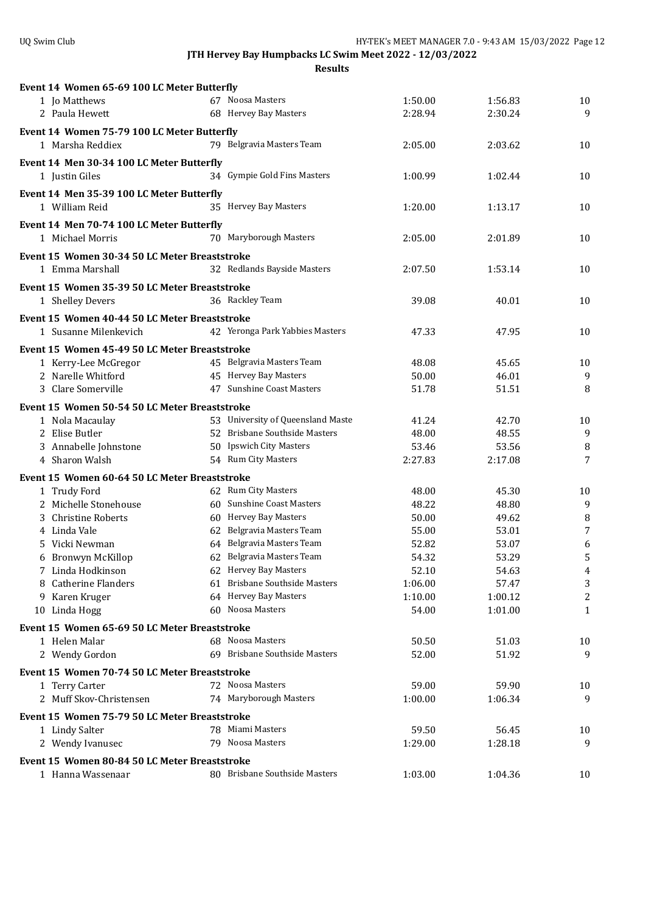**JTH Hervey Bay Humpbacks LC Swim Meet 2022 - 12/03/2022**

**Results**

**Event 14 Women 65-69 100 LC Meter Butterfly**

| | Name | Age | Team | Seed | Finals | Points |
|---|---|---|---|---|---|---|
| 1 | Jo Matthews | 67 | Noosa Masters | 1:50.00 | 1:56.83 | 10 |
| 2 | Paula Hewett | 68 | Hervey Bay Masters | 2:28.94 | 2:30.24 | 9 |

**Event 14 Women 75-79 100 LC Meter Butterfly**

| | Name | Age | Team | Seed | Finals | Points |
|---|---|---|---|---|---|---|
| 1 | Marsha Reddiex | 79 | Belgravia Masters Team | 2:05.00 | 2:03.62 | 10 |

**Event 14 Men 30-34 100 LC Meter Butterfly**

| | Name | Age | Team | Seed | Finals | Points |
|---|---|---|---|---|---|---|
| 1 | Justin Giles | 34 | Gympie Gold Fins Masters | 1:00.99 | 1:02.44 | 10 |

**Event 14 Men 35-39 100 LC Meter Butterfly**

| | Name | Age | Team | Seed | Finals | Points |
|---|---|---|---|---|---|---|
| 1 | William Reid | 35 | Hervey Bay Masters | 1:20.00 | 1:13.17 | 10 |

**Event 14 Men 70-74 100 LC Meter Butterfly**

| | Name | Age | Team | Seed | Finals | Points |
|---|---|---|---|---|---|---|
| 1 | Michael Morris | 70 | Maryborough Masters | 2:05.00 | 2:01.89 | 10 |

**Event 15 Women 30-34 50 LC Meter Breaststroke**

| | Name | Age | Team | Seed | Finals | Points |
|---|---|---|---|---|---|---|
| 1 | Emma Marshall | 32 | Redlands Bayside Masters | 2:07.50 | 1:53.14 | 10 |

**Event 15 Women 35-39 50 LC Meter Breaststroke**

| | Name | Age | Team | Seed | Finals | Points |
|---|---|---|---|---|---|---|
| 1 | Shelley Devers | 36 | Rackley Team | 39.08 | 40.01 | 10 |

**Event 15 Women 40-44 50 LC Meter Breaststroke**

| | Name | Age | Team | Seed | Finals | Points |
|---|---|---|---|---|---|---|
| 1 | Susanne Milenkevich | 42 | Yeronga Park Yabbies Masters | 47.33 | 47.95 | 10 |

**Event 15 Women 45-49 50 LC Meter Breaststroke**

| | Name | Age | Team | Seed | Finals | Points |
|---|---|---|---|---|---|---|
| 1 | Kerry-Lee McGregor | 45 | Belgravia Masters Team | 48.08 | 45.65 | 10 |
| 2 | Narelle Whitford | 45 | Hervey Bay Masters | 50.00 | 46.01 | 9 |
| 3 | Clare Somerville | 47 | Sunshine Coast Masters | 51.78 | 51.51 | 8 |

**Event 15 Women 50-54 50 LC Meter Breaststroke**

| | Name | Age | Team | Seed | Finals | Points |
|---|---|---|---|---|---|---|
| 1 | Nola Macaulay | 53 | University of Queensland Maste | 41.24 | 42.70 | 10 |
| 2 | Elise Butler | 52 | Brisbane Southside Masters | 48.00 | 48.55 | 9 |
| 3 | Annabelle Johnstone | 50 | Ipswich City Masters | 53.46 | 53.56 | 8 |
| 4 | Sharon Walsh | 54 | Rum City Masters | 2:27.83 | 2:17.08 | 7 |

**Event 15 Women 60-64 50 LC Meter Breaststroke**

| | Name | Age | Team | Seed | Finals | Points |
|---|---|---|---|---|---|---|
| 1 | Trudy Ford | 62 | Rum City Masters | 48.00 | 45.30 | 10 |
| 2 | Michelle Stonehouse | 60 | Sunshine Coast Masters | 48.22 | 48.80 | 9 |
| 3 | Christine Roberts | 60 | Hervey Bay Masters | 50.00 | 49.62 | 8 |
| 4 | Linda Vale | 62 | Belgravia Masters Team | 55.00 | 53.01 | 7 |
| 5 | Vicki Newman | 64 | Belgravia Masters Team | 52.82 | 53.07 | 6 |
| 6 | Bronwyn McKillop | 62 | Belgravia Masters Team | 54.32 | 53.29 | 5 |
| 7 | Linda Hodkinson | 62 | Hervey Bay Masters | 52.10 | 54.63 | 4 |
| 8 | Catherine Flanders | 61 | Brisbane Southside Masters | 1:06.00 | 57.47 | 3 |
| 9 | Karen Kruger | 64 | Hervey Bay Masters | 1:10.00 | 1:00.12 | 2 |
| 10 | Linda Hogg | 60 | Noosa Masters | 54.00 | 1:01.00 | 1 |

**Event 15 Women 65-69 50 LC Meter Breaststroke**

| | Name | Age | Team | Seed | Finals | Points |
|---|---|---|---|---|---|---|
| 1 | Helen Malar | 68 | Noosa Masters | 50.50 | 51.03 | 10 |
| 2 | Wendy Gordon | 69 | Brisbane Southside Masters | 52.00 | 51.92 | 9 |

**Event 15 Women 70-74 50 LC Meter Breaststroke**

| | Name | Age | Team | Seed | Finals | Points |
|---|---|---|---|---|---|---|
| 1 | Terry Carter | 72 | Noosa Masters | 59.00 | 59.90 | 10 |
| 2 | Muff Skov-Christensen | 74 | Maryborough Masters | 1:00.00 | 1:06.34 | 9 |

**Event 15 Women 75-79 50 LC Meter Breaststroke**

| | Name | Age | Team | Seed | Finals | Points |
|---|---|---|---|---|---|---|
| 1 | Lindy Salter | 78 | Miami Masters | 59.50 | 56.45 | 10 |
| 2 | Wendy Ivanusec | 79 | Noosa Masters | 1:29.00 | 1:28.18 | 9 |

**Event 15 Women 80-84 50 LC Meter Breaststroke**

| | Name | Age | Team | Seed | Finals | Points |
|---|---|---|---|---|---|---|
| 1 | Hanna Wassenaar | 80 | Brisbane Southside Masters | 1:03.00 | 1:04.36 | 10 |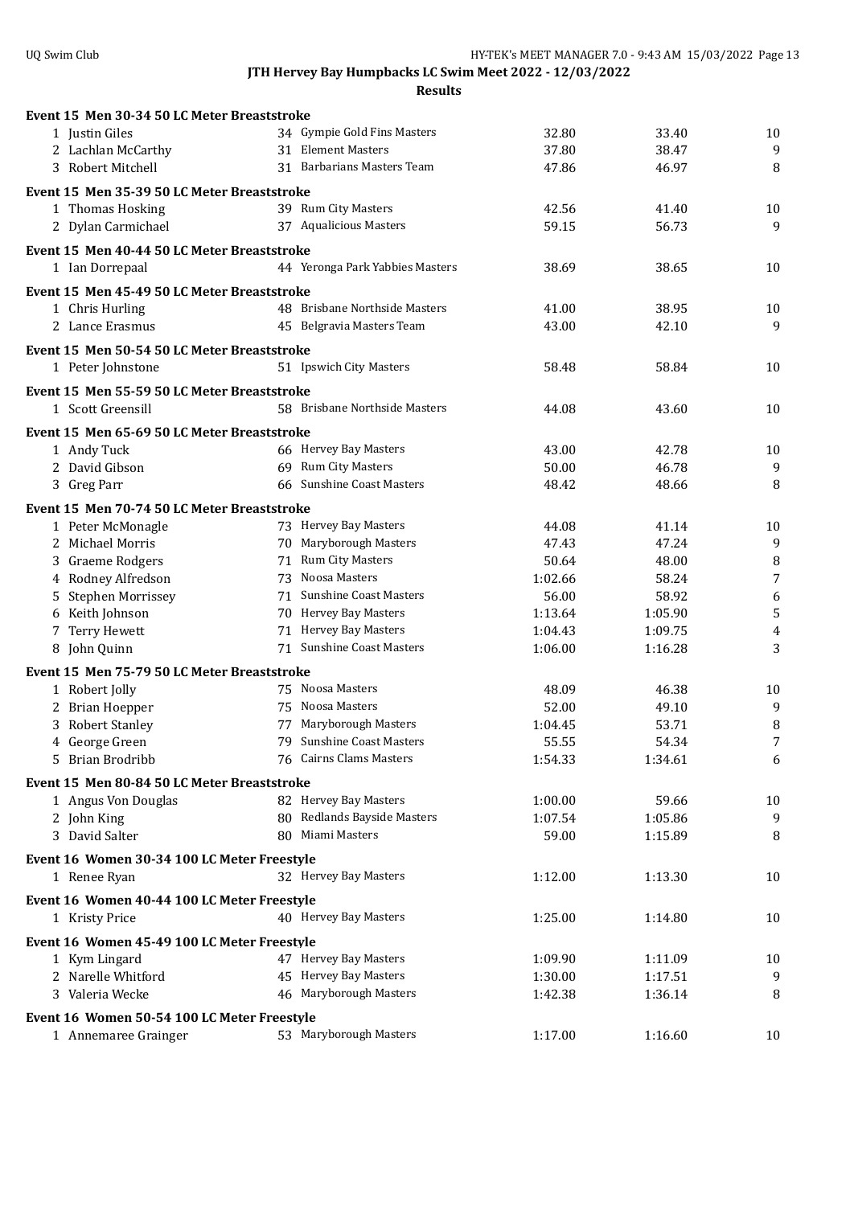**JTH Hervey Bay Humpbacks LC Swim Meet 2022 - 12/03/2022**

**Results**

**Event 15 Men 30-34 50 LC Meter Breaststroke**

| | Name | Age | Team | Seed | Finals | Points |
|---|---|---|---|---|---|---|
| 1 | Justin Giles | 34 | Gympie Gold Fins Masters | 32.80 | 33.40 | 10 |
| 2 | Lachlan McCarthy | 31 | Element Masters | 37.80 | 38.47 | 9 |
| 3 | Robert Mitchell | 31 | Barbarians Masters Team | 47.86 | 46.97 | 8 |

**Event 15 Men 35-39 50 LC Meter Breaststroke**

| | Name | Age | Team | Seed | Finals | Points |
|---|---|---|---|---|---|---|
| 1 | Thomas Hosking | 39 | Rum City Masters | 42.56 | 41.40 | 10 |
| 2 | Dylan Carmichael | 37 | Aqualicious Masters | 59.15 | 56.73 | 9 |

**Event 15 Men 40-44 50 LC Meter Breaststroke**

| | Name | Age | Team | Seed | Finals | Points |
|---|---|---|---|---|---|---|
| 1 | Ian Dorrepaal | 44 | Yeronga Park Yabbies Masters | 38.69 | 38.65 | 10 |

**Event 15 Men 45-49 50 LC Meter Breaststroke**

| | Name | Age | Team | Seed | Finals | Points |
|---|---|---|---|---|---|---|
| 1 | Chris Hurling | 48 | Brisbane Northside Masters | 41.00 | 38.95 | 10 |
| 2 | Lance Erasmus | 45 | Belgravia Masters Team | 43.00 | 42.10 | 9 |

**Event 15 Men 50-54 50 LC Meter Breaststroke**

| | Name | Age | Team | Seed | Finals | Points |
|---|---|---|---|---|---|---|
| 1 | Peter Johnstone | 51 | Ipswich City Masters | 58.48 | 58.84 | 10 |

**Event 15 Men 55-59 50 LC Meter Breaststroke**

| | Name | Age | Team | Seed | Finals | Points |
|---|---|---|---|---|---|---|
| 1 | Scott Greensill | 58 | Brisbane Northside Masters | 44.08 | 43.60 | 10 |

**Event 15 Men 65-69 50 LC Meter Breaststroke**

| | Name | Age | Team | Seed | Finals | Points |
|---|---|---|---|---|---|---|
| 1 | Andy Tuck | 66 | Hervey Bay Masters | 43.00 | 42.78 | 10 |
| 2 | David Gibson | 69 | Rum City Masters | 50.00 | 46.78 | 9 |
| 3 | Greg Parr | 66 | Sunshine Coast Masters | 48.42 | 48.66 | 8 |

**Event 15 Men 70-74 50 LC Meter Breaststroke**

| | Name | Age | Team | Seed | Finals | Points |
|---|---|---|---|---|---|---|
| 1 | Peter McMonagle | 73 | Hervey Bay Masters | 44.08 | 41.14 | 10 |
| 2 | Michael Morris | 70 | Maryborough Masters | 47.43 | 47.24 | 9 |
| 3 | Graeme Rodgers | 71 | Rum City Masters | 50.64 | 48.00 | 8 |
| 4 | Rodney Alfredson | 73 | Noosa Masters | 1:02.66 | 58.24 | 7 |
| 5 | Stephen Morrissey | 71 | Sunshine Coast Masters | 56.00 | 58.92 | 6 |
| 6 | Keith Johnson | 70 | Hervey Bay Masters | 1:13.64 | 1:05.90 | 5 |
| 7 | Terry Hewett | 71 | Hervey Bay Masters | 1:04.43 | 1:09.75 | 4 |
| 8 | John Quinn | 71 | Sunshine Coast Masters | 1:06.00 | 1:16.28 | 3 |

**Event 15 Men 75-79 50 LC Meter Breaststroke**

| | Name | Age | Team | Seed | Finals | Points |
|---|---|---|---|---|---|---|
| 1 | Robert Jolly | 75 | Noosa Masters | 48.09 | 46.38 | 10 |
| 2 | Brian Hoepper | 75 | Noosa Masters | 52.00 | 49.10 | 9 |
| 3 | Robert Stanley | 77 | Maryborough Masters | 1:04.45 | 53.71 | 8 |
| 4 | George Green | 79 | Sunshine Coast Masters | 55.55 | 54.34 | 7 |
| 5 | Brian Brodribb | 76 | Cairns Clams Masters | 1:54.33 | 1:34.61 | 6 |

**Event 15 Men 80-84 50 LC Meter Breaststroke**

| | Name | Age | Team | Seed | Finals | Points |
|---|---|---|---|---|---|---|
| 1 | Angus Von Douglas | 82 | Hervey Bay Masters | 1:00.00 | 59.66 | 10 |
| 2 | John King | 80 | Redlands Bayside Masters | 1:07.54 | 1:05.86 | 9 |
| 3 | David Salter | 80 | Miami Masters | 59.00 | 1:15.89 | 8 |

**Event 16 Women 30-34 100 LC Meter Freestyle**

| | Name | Age | Team | Seed | Finals | Points |
|---|---|---|---|---|---|---|
| 1 | Renee Ryan | 32 | Hervey Bay Masters | 1:12.00 | 1:13.30 | 10 |

**Event 16 Women 40-44 100 LC Meter Freestyle**

| | Name | Age | Team | Seed | Finals | Points |
|---|---|---|---|---|---|---|
| 1 | Kristy Price | 40 | Hervey Bay Masters | 1:25.00 | 1:14.80 | 10 |

**Event 16 Women 45-49 100 LC Meter Freestyle**

| | Name | Age | Team | Seed | Finals | Points |
|---|---|---|---|---|---|---|
| 1 | Kym Lingard | 47 | Hervey Bay Masters | 1:09.90 | 1:11.09 | 10 |
| 2 | Narelle Whitford | 45 | Hervey Bay Masters | 1:30.00 | 1:17.51 | 9 |
| 3 | Valeria Wecke | 46 | Maryborough Masters | 1:42.38 | 1:36.14 | 8 |

**Event 16 Women 50-54 100 LC Meter Freestyle**

| | Name | Age | Team | Seed | Finals | Points |
|---|---|---|---|---|---|---|
| 1 | Annemaree Grainger | 53 | Maryborough Masters | 1:17.00 | 1:16.60 | 10 |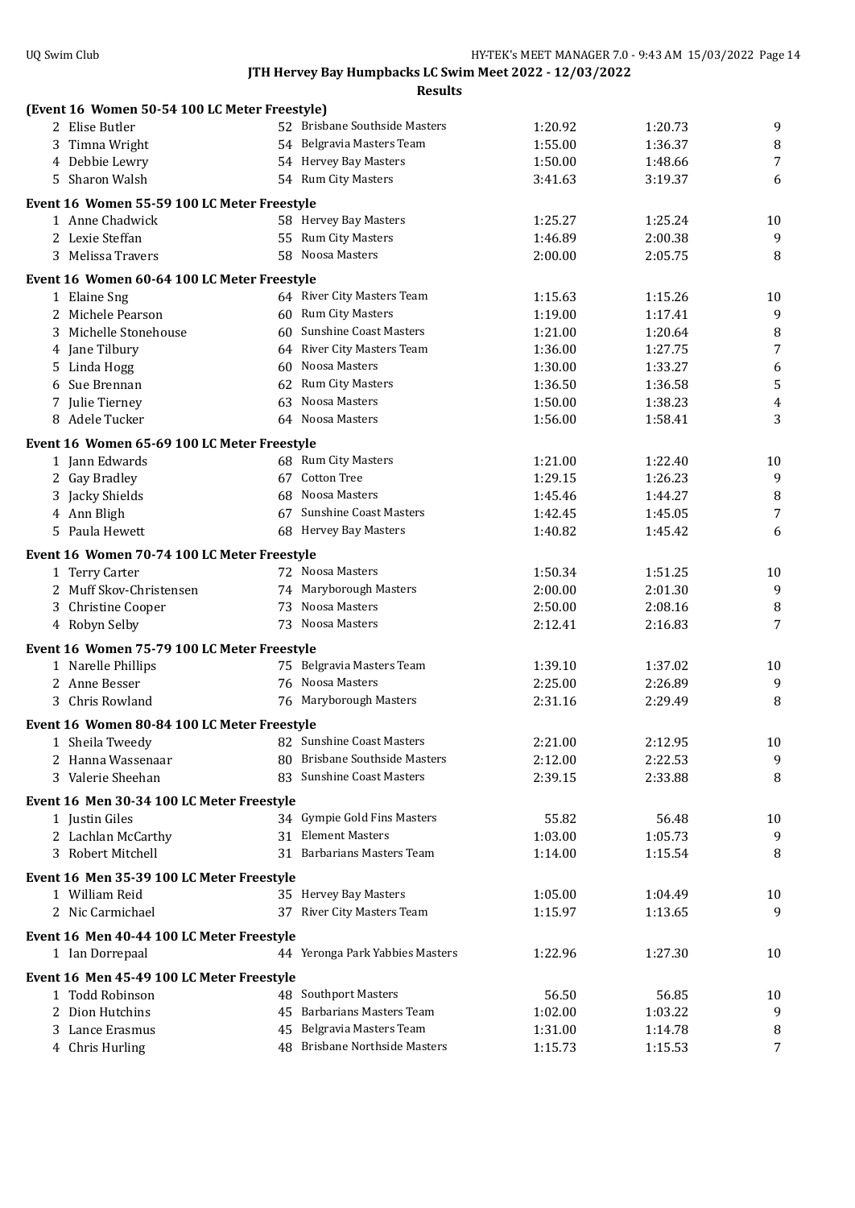# JTH Hervey Bay Humpbacks LC Swim Meet 2022 - 12/03/2022

## Results

### (Event 16 Women 50-54 100 LC Meter Freestyle)

| | Name | Age | Team | Seed | Finals | Points |
|---|---|---|---|---|---|---|
| 2 | Elise Butler | 52 | Brisbane Southside Masters | 1:20.92 | 1:20.73 | 9 |
| 3 | Timna Wright | 54 | Belgravia Masters Team | 1:55.00 | 1:36.37 | 8 |
| 4 | Debbie Lewry | 54 | Hervey Bay Masters | 1:50.00 | 1:48.66 | 7 |
| 5 | Sharon Walsh | 54 | Rum City Masters | 3:41.63 | 3:19.37 | 6 |

### Event 16 Women 55-59 100 LC Meter Freestyle

| | Name | Age | Team | Seed | Finals | Points |
|---|---|---|---|---|---|---|
| 1 | Anne Chadwick | 58 | Hervey Bay Masters | 1:25.27 | 1:25.24 | 10 |
| 2 | Lexie Steffan | 55 | Rum City Masters | 1:46.89 | 2:00.38 | 9 |
| 3 | Melissa Travers | 58 | Noosa Masters | 2:00.00 | 2:05.75 | 8 |

### Event 16 Women 60-64 100 LC Meter Freestyle

| | Name | Age | Team | Seed | Finals | Points |
|---|---|---|---|---|---|---|
| 1 | Elaine Sng | 64 | River City Masters Team | 1:15.63 | 1:15.26 | 10 |
| 2 | Michele Pearson | 60 | Rum City Masters | 1:19.00 | 1:17.41 | 9 |
| 3 | Michelle Stonehouse | 60 | Sunshine Coast Masters | 1:21.00 | 1:20.64 | 8 |
| 4 | Jane Tilbury | 64 | River City Masters Team | 1:36.00 | 1:27.75 | 7 |
| 5 | Linda Hogg | 60 | Noosa Masters | 1:30.00 | 1:33.27 | 6 |
| 6 | Sue Brennan | 62 | Rum City Masters | 1:36.50 | 1:36.58 | 5 |
| 7 | Julie Tierney | 63 | Noosa Masters | 1:50.00 | 1:38.23 | 4 |
| 8 | Adele Tucker | 64 | Noosa Masters | 1:56.00 | 1:58.41 | 3 |

### Event 16 Women 65-69 100 LC Meter Freestyle

| | Name | Age | Team | Seed | Finals | Points |
|---|---|---|---|---|---|---|
| 1 | Jann Edwards | 68 | Rum City Masters | 1:21.00 | 1:22.40 | 10 |
| 2 | Gay Bradley | 67 | Cotton Tree | 1:29.15 | 1:26.23 | 9 |
| 3 | Jacky Shields | 68 | Noosa Masters | 1:45.46 | 1:44.27 | 8 |
| 4 | Ann Bligh | 67 | Sunshine Coast Masters | 1:42.45 | 1:45.05 | 7 |
| 5 | Paula Hewett | 68 | Hervey Bay Masters | 1:40.82 | 1:45.42 | 6 |

### Event 16 Women 70-74 100 LC Meter Freestyle

| | Name | Age | Team | Seed | Finals | Points |
|---|---|---|---|---|---|---|
| 1 | Terry Carter | 72 | Noosa Masters | 1:50.34 | 1:51.25 | 10 |
| 2 | Muff Skov-Christensen | 74 | Maryborough Masters | 2:00.00 | 2:01.30 | 9 |
| 3 | Christine Cooper | 73 | Noosa Masters | 2:50.00 | 2:08.16 | 8 |
| 4 | Robyn Selby | 73 | Noosa Masters | 2:12.41 | 2:16.83 | 7 |

### Event 16 Women 75-79 100 LC Meter Freestyle

| | Name | Age | Team | Seed | Finals | Points |
|---|---|---|---|---|---|---|
| 1 | Narelle Phillips | 75 | Belgravia Masters Team | 1:39.10 | 1:37.02 | 10 |
| 2 | Anne Besser | 76 | Noosa Masters | 2:25.00 | 2:26.89 | 9 |
| 3 | Chris Rowland | 76 | Maryborough Masters | 2:31.16 | 2:29.49 | 8 |

### Event 16 Women 80-84 100 LC Meter Freestyle

| | Name | Age | Team | Seed | Finals | Points |
|---|---|---|---|---|---|---|
| 1 | Sheila Tweedy | 82 | Sunshine Coast Masters | 2:21.00 | 2:12.95 | 10 |
| 2 | Hanna Wassenaar | 80 | Brisbane Southside Masters | 2:12.00 | 2:22.53 | 9 |
| 3 | Valerie Sheehan | 83 | Sunshine Coast Masters | 2:39.15 | 2:33.88 | 8 |

### Event 16 Men 30-34 100 LC Meter Freestyle

| | Name | Age | Team | Seed | Finals | Points |
|---|---|---|---|---|---|---|
| 1 | Justin Giles | 34 | Gympie Gold Fins Masters | 55.82 | 56.48 | 10 |
| 2 | Lachlan McCarthy | 31 | Element Masters | 1:03.00 | 1:05.73 | 9 |
| 3 | Robert Mitchell | 31 | Barbarians Masters Team | 1:14.00 | 1:15.54 | 8 |

### Event 16 Men 35-39 100 LC Meter Freestyle

| | Name | Age | Team | Seed | Finals | Points |
|---|---|---|---|---|---|---|
| 1 | William Reid | 35 | Hervey Bay Masters | 1:05.00 | 1:04.49 | 10 |
| 2 | Nic Carmichael | 37 | River City Masters Team | 1:15.97 | 1:13.65 | 9 |

### Event 16 Men 40-44 100 LC Meter Freestyle

| | Name | Age | Team | Seed | Finals | Points |
|---|---|---|---|---|---|---|
| 1 | Ian Dorrepaal | 44 | Yeronga Park Yabbies Masters | 1:22.96 | 1:27.30 | 10 |

### Event 16 Men 45-49 100 LC Meter Freestyle

| | Name | Age | Team | Seed | Finals | Points |
|---|---|---|---|---|---|---|
| 1 | Todd Robinson | 48 | Southport Masters | 56.50 | 56.85 | 10 |
| 2 | Dion Hutchins | 45 | Barbarians Masters Team | 1:02.00 | 1:03.22 | 9 |
| 3 | Lance Erasmus | 45 | Belgravia Masters Team | 1:31.00 | 1:14.78 | 8 |
| 4 | Chris Hurling | 48 | Brisbane Northside Masters | 1:15.73 | 1:15.53 | 7 |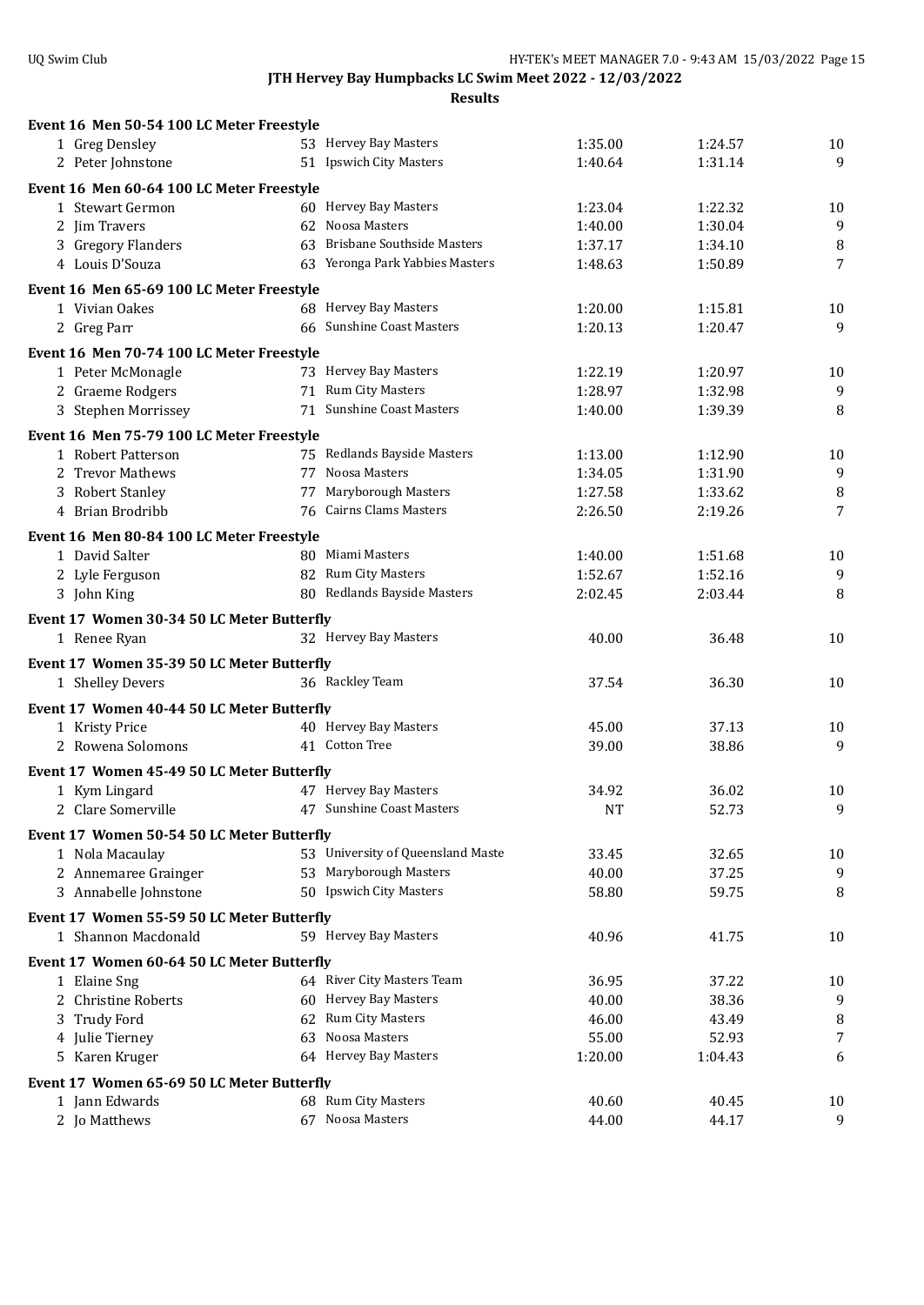# JTH Hervey Bay Humpbacks LC Swim Meet 2022 - 12/03/2022

## Results

### Event 16 Men 50-54 100 LC Meter Freestyle

| | Name | Age | Team | Seed | Finals | Points |
|---|---|---|---|---|---|---|
| 1 | Greg Densley | 53 | Hervey Bay Masters | 1:35.00 | 1:24.57 | 10 |
| 2 | Peter Johnstone | 51 | Ipswich City Masters | 1:40.64 | 1:31.14 | 9 |

### Event 16 Men 60-64 100 LC Meter Freestyle

| | Name | Age | Team | Seed | Finals | Points |
|---|---|---|---|---|---|---|
| 1 | Stewart Germon | 60 | Hervey Bay Masters | 1:23.04 | 1:22.32 | 10 |
| 2 | Jim Travers | 62 | Noosa Masters | 1:40.00 | 1:30.04 | 9 |
| 3 | Gregory Flanders | 63 | Brisbane Southside Masters | 1:37.17 | 1:34.10 | 8 |
| 4 | Louis D'Souza | 63 | Yeronga Park Yabbies Masters | 1:48.63 | 1:50.89 | 7 |

### Event 16 Men 65-69 100 LC Meter Freestyle

| | Name | Age | Team | Seed | Finals | Points |
|---|---|---|---|---|---|---|
| 1 | Vivian Oakes | 68 | Hervey Bay Masters | 1:20.00 | 1:15.81 | 10 |
| 2 | Greg Parr | 66 | Sunshine Coast Masters | 1:20.13 | 1:20.47 | 9 |

### Event 16 Men 70-74 100 LC Meter Freestyle

| | Name | Age | Team | Seed | Finals | Points |
|---|---|---|---|---|---|---|
| 1 | Peter McMonagle | 73 | Hervey Bay Masters | 1:22.19 | 1:20.97 | 10 |
| 2 | Graeme Rodgers | 71 | Rum City Masters | 1:28.97 | 1:32.98 | 9 |
| 3 | Stephen Morrissey | 71 | Sunshine Coast Masters | 1:40.00 | 1:39.39 | 8 |

### Event 16 Men 75-79 100 LC Meter Freestyle

| | Name | Age | Team | Seed | Finals | Points |
|---|---|---|---|---|---|---|
| 1 | Robert Patterson | 75 | Redlands Bayside Masters | 1:13.00 | 1:12.90 | 10 |
| 2 | Trevor Mathews | 77 | Noosa Masters | 1:34.05 | 1:31.90 | 9 |
| 3 | Robert Stanley | 77 | Maryborough Masters | 1:27.58 | 1:33.62 | 8 |
| 4 | Brian Brodribb | 76 | Cairns Clams Masters | 2:26.50 | 2:19.26 | 7 |

### Event 16 Men 80-84 100 LC Meter Freestyle

| | Name | Age | Team | Seed | Finals | Points |
|---|---|---|---|---|---|---|
| 1 | David Salter | 80 | Miami Masters | 1:40.00 | 1:51.68 | 10 |
| 2 | Lyle Ferguson | 82 | Rum City Masters | 1:52.67 | 1:52.16 | 9 |
| 3 | John King | 80 | Redlands Bayside Masters | 2:02.45 | 2:03.44 | 8 |

### Event 17 Women 30-34 50 LC Meter Butterfly

| | Name | Age | Team | Seed | Finals | Points |
|---|---|---|---|---|---|---|
| 1 | Renee Ryan | 32 | Hervey Bay Masters | 40.00 | 36.48 | 10 |

### Event 17 Women 35-39 50 LC Meter Butterfly

| | Name | Age | Team | Seed | Finals | Points |
|---|---|---|---|---|---|---|
| 1 | Shelley Devers | 36 | Rackley Team | 37.54 | 36.30 | 10 |

### Event 17 Women 40-44 50 LC Meter Butterfly

| | Name | Age | Team | Seed | Finals | Points |
|---|---|---|---|---|---|---|
| 1 | Kristy Price | 40 | Hervey Bay Masters | 45.00 | 37.13 | 10 |
| 2 | Rowena Solomons | 41 | Cotton Tree | 39.00 | 38.86 | 9 |

### Event 17 Women 45-49 50 LC Meter Butterfly

| | Name | Age | Team | Seed | Finals | Points |
|---|---|---|---|---|---|---|
| 1 | Kym Lingard | 47 | Hervey Bay Masters | 34.92 | 36.02 | 10 |
| 2 | Clare Somerville | 47 | Sunshine Coast Masters | NT | 52.73 | 9 |

### Event 17 Women 50-54 50 LC Meter Butterfly

| | Name | Age | Team | Seed | Finals | Points |
|---|---|---|---|---|---|---|
| 1 | Nola Macaulay | 53 | University of Queensland Maste | 33.45 | 32.65 | 10 |
| 2 | Annemaree Grainger | 53 | Maryborough Masters | 40.00 | 37.25 | 9 |
| 3 | Annabelle Johnstone | 50 | Ipswich City Masters | 58.80 | 59.75 | 8 |

### Event 17 Women 55-59 50 LC Meter Butterfly

| | Name | Age | Team | Seed | Finals | Points |
|---|---|---|---|---|---|---|
| 1 | Shannon Macdonald | 59 | Hervey Bay Masters | 40.96 | 41.75 | 10 |

### Event 17 Women 60-64 50 LC Meter Butterfly

| | Name | Age | Team | Seed | Finals | Points |
|---|---|---|---|---|---|---|
| 1 | Elaine Sng | 64 | River City Masters Team | 36.95 | 37.22 | 10 |
| 2 | Christine Roberts | 60 | Hervey Bay Masters | 40.00 | 38.36 | 9 |
| 3 | Trudy Ford | 62 | Rum City Masters | 46.00 | 43.49 | 8 |
| 4 | Julie Tierney | 63 | Noosa Masters | 55.00 | 52.93 | 7 |
| 5 | Karen Kruger | 64 | Hervey Bay Masters | 1:20.00 | 1:04.43 | 6 |

### Event 17 Women 65-69 50 LC Meter Butterfly

| | Name | Age | Team | Seed | Finals | Points |
|---|---|---|---|---|---|---|
| 1 | Jann Edwards | 68 | Rum City Masters | 40.60 | 40.45 | 10 |
| 2 | Jo Matthews | 67 | Noosa Masters | 44.00 | 44.17 | 9 |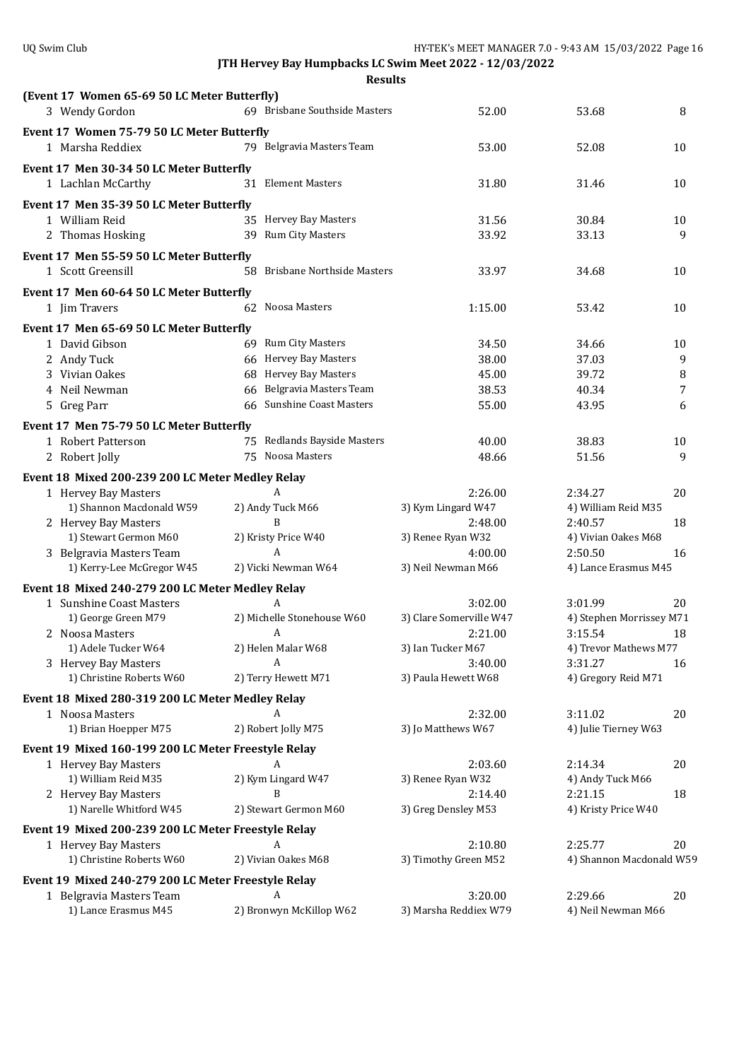**JTH Hervey Bay Humpbacks LC Swim Meet 2022 - 12/03/2022**

**Results**

**(Event 17 Women 65-69 50 LC Meter Butterfly)**

| | Name | Age | Team | Seed Time | Finals Time | Points |
|---|---|---|---|---|---|---|
| 3 | Wendy Gordon | 69 | Brisbane Southside Masters | 52.00 | 53.68 | 8 |

**Event 17 Women 75-79 50 LC Meter Butterfly**

| | Name | Age | Team | Seed Time | Finals Time | Points |
|---|---|---|---|---|---|---|
| 1 | Marsha Reddiex | 79 | Belgravia Masters Team | 53.00 | 52.08 | 10 |

**Event 17 Men 30-34 50 LC Meter Butterfly**

| | Name | Age | Team | Seed Time | Finals Time | Points |
|---|---|---|---|---|---|---|
| 1 | Lachlan McCarthy | 31 | Element Masters | 31.80 | 31.46 | 10 |

**Event 17 Men 35-39 50 LC Meter Butterfly**

| | Name | Age | Team | Seed Time | Finals Time | Points |
|---|---|---|---|---|---|---|
| 1 | William Reid | 35 | Hervey Bay Masters | 31.56 | 30.84 | 10 |
| 2 | Thomas Hosking | 39 | Rum City Masters | 33.92 | 33.13 | 9 |

**Event 17 Men 55-59 50 LC Meter Butterfly**

| | Name | Age | Team | Seed Time | Finals Time | Points |
|---|---|---|---|---|---|---|
| 1 | Scott Greensill | 58 | Brisbane Northside Masters | 33.97 | 34.68 | 10 |

**Event 17 Men 60-64 50 LC Meter Butterfly**

| | Name | Age | Team | Seed Time | Finals Time | Points |
|---|---|---|---|---|---|---|
| 1 | Jim Travers | 62 | Noosa Masters | 1:15.00 | 53.42 | 10 |

**Event 17 Men 65-69 50 LC Meter Butterfly**

| | Name | Age | Team | Seed Time | Finals Time | Points |
|---|---|---|---|---|---|---|
| 1 | David Gibson | 69 | Rum City Masters | 34.50 | 34.66 | 10 |
| 2 | Andy Tuck | 66 | Hervey Bay Masters | 38.00 | 37.03 | 9 |
| 3 | Vivian Oakes | 68 | Hervey Bay Masters | 45.00 | 39.72 | 8 |
| 4 | Neil Newman | 66 | Belgravia Masters Team | 38.53 | 40.34 | 7 |
| 5 | Greg Parr | 66 | Sunshine Coast Masters | 55.00 | 43.95 | 6 |

**Event 17 Men 75-79 50 LC Meter Butterfly**

| | Name | Age | Team | Seed Time | Finals Time | Points |
|---|---|---|---|---|---|---|
| 1 | Robert Patterson | 75 | Redlands Bayside Masters | 40.00 | 38.83 | 10 |
| 2 | Robert Jolly | 75 | Noosa Masters | 48.66 | 51.56 | 9 |

**Event 18 Mixed 200-239 200 LC Meter Medley Relay**

| | Team | Relay | Seed Time | Finals Time | Points |
|---|---|---|---|---|---|
| 1 | Hervey Bay Masters | A | 2:26.00 | 2:34.27 | 20 |
| | 1) Shannon Macdonald W59 | 2) Andy Tuck M66 | 3) Kym Lingard W47 | 4) William Reid M35 | |
| 2 | Hervey Bay Masters | B | 2:48.00 | 2:40.57 | 18 |
| | 1) Stewart Germon M60 | 2) Kristy Price W40 | 3) Renee Ryan W32 | 4) Vivian Oakes M68 | |
| 3 | Belgravia Masters Team | A | 4:00.00 | 2:50.50 | 16 |
| | 1) Kerry-Lee McGregor W45 | 2) Vicki Newman W64 | 3) Neil Newman M66 | 4) Lance Erasmus M45 | |

**Event 18 Mixed 240-279 200 LC Meter Medley Relay**

| | Team | Relay | Seed Time | Finals Time | Points |
|---|---|---|---|---|---|
| 1 | Sunshine Coast Masters | A | 3:02.00 | 3:01.99 | 20 |
| | 1) George Green M79 | 2) Michelle Stonehouse W60 | 3) Clare Somerville W47 | 4) Stephen Morrissey M71 | |
| 2 | Noosa Masters | A | 2:21.00 | 3:15.54 | 18 |
| | 1) Adele Tucker W64 | 2) Helen Malar W68 | 3) Ian Tucker M67 | 4) Trevor Mathews M77 | |
| 3 | Hervey Bay Masters | A | 3:40.00 | 3:31.27 | 16 |
| | 1) Christine Roberts W60 | 2) Terry Hewett M71 | 3) Paula Hewett W68 | 4) Gregory Reid M71 | |

**Event 18 Mixed 280-319 200 LC Meter Medley Relay**

| | Team | Relay | Seed Time | Finals Time | Points |
|---|---|---|---|---|---|
| 1 | Noosa Masters | A | 2:32.00 | 3:11.02 | 20 |
| | 1) Brian Hoepper M75 | 2) Robert Jolly M75 | 3) Jo Matthews W67 | 4) Julie Tierney W63 | |

**Event 19 Mixed 160-199 200 LC Meter Freestyle Relay**

| | Team | Relay | Seed Time | Finals Time | Points |
|---|---|---|---|---|---|
| 1 | Hervey Bay Masters | A | 2:03.60 | 2:14.34 | 20 |
| | 1) William Reid M35 | 2) Kym Lingard W47 | 3) Renee Ryan W32 | 4) Andy Tuck M66 | |
| 2 | Hervey Bay Masters | B | 2:14.40 | 2:21.15 | 18 |
| | 1) Narelle Whitford W45 | 2) Stewart Germon M60 | 3) Greg Densley M53 | 4) Kristy Price W40 | |

**Event 19 Mixed 200-239 200 LC Meter Freestyle Relay**

| | Team | Relay | Seed Time | Finals Time | Points |
|---|---|---|---|---|---|
| 1 | Hervey Bay Masters | A | 2:10.80 | 2:25.77 | 20 |
| | 1) Christine Roberts W60 | 2) Vivian Oakes M68 | 3) Timothy Green M52 | 4) Shannon Macdonald W59 | |

**Event 19 Mixed 240-279 200 LC Meter Freestyle Relay**

| | Team | Relay | Seed Time | Finals Time | Points |
|---|---|---|---|---|---|
| 1 | Belgravia Masters Team | A | 3:20.00 | 2:29.66 | 20 |
| | 1) Lance Erasmus M45 | 2) Bronwyn McKillop W62 | 3) Marsha Reddiex W79 | 4) Neil Newman M66 | |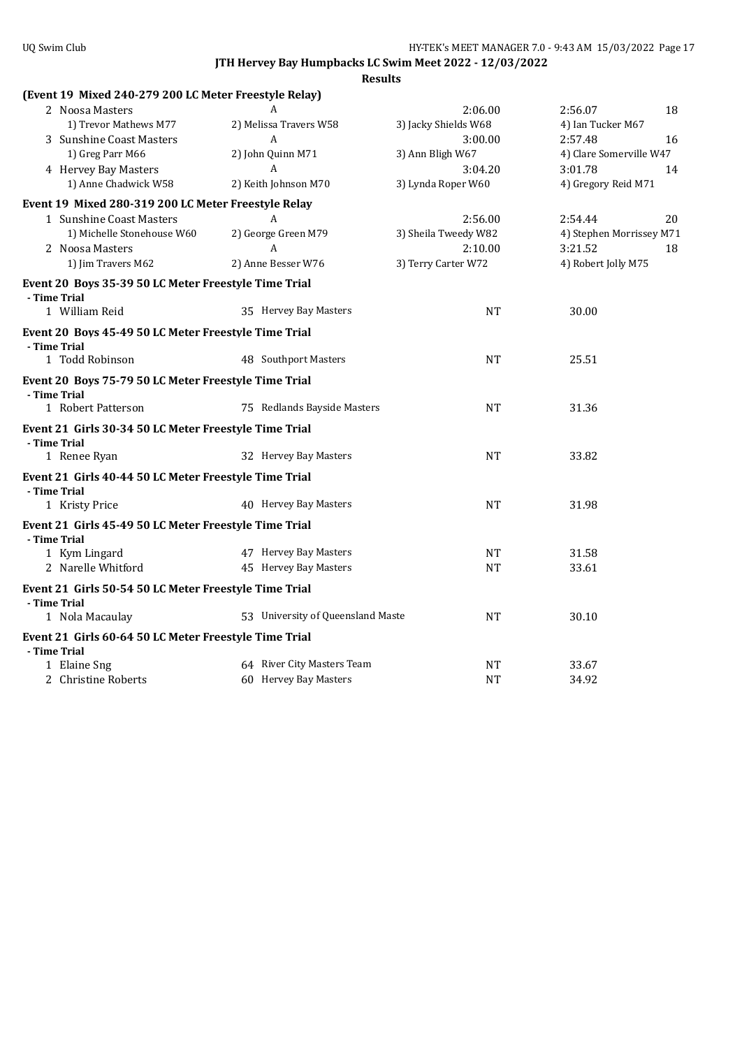**JTH Hervey Bay Humpbacks LC Swim Meet 2022 - 12/03/2022**

**Results**

**(Event 19 Mixed 240-279 200 LC Meter Freestyle Relay)**

| | | | | |
|---|---|---|---|---|
| 2 Noosa Masters | A | 2:06.00 | 2:56.07 | 18 |
| 1) Trevor Mathews M77 | 2) Melissa Travers W58 | 3) Jacky Shields W68 | 4) Ian Tucker M67 | |
| 3 Sunshine Coast Masters | A | 3:00.00 | 2:57.48 | 16 |
| 1) Greg Parr M66 | 2) John Quinn M71 | 3) Ann Bligh W67 | 4) Clare Somerville W47 | |
| 4 Hervey Bay Masters | A | 3:04.20 | 3:01.78 | 14 |
| 1) Anne Chadwick W58 | 2) Keith Johnson M70 | 3) Lynda Roper W60 | 4) Gregory Reid M71 | |

**Event 19 Mixed 280-319 200 LC Meter Freestyle Relay**

| | | | | |
|---|---|---|---|---|
| 1 Sunshine Coast Masters | A | 2:56.00 | 2:54.44 | 20 |
| 1) Michelle Stonehouse W60 | 2) George Green M79 | 3) Sheila Tweedy W82 | 4) Stephen Morrissey M71 | |
| 2 Noosa Masters | A | 2:10.00 | 3:21.52 | 18 |
| 1) Jim Travers M62 | 2) Anne Besser W76 | 3) Terry Carter W72 | 4) Robert Jolly M75 | |

**Event 20 Boys 35-39 50 LC Meter Freestyle Time Trial**

- Time Trial

| | | | | |
|---|---|---|---|---|
| 1 William Reid | 35 | Hervey Bay Masters | NT | 30.00 |

**Event 20 Boys 45-49 50 LC Meter Freestyle Time Trial**

- Time Trial

| | | | | |
|---|---|---|---|---|
| 1 Todd Robinson | 48 | Southport Masters | NT | 25.51 |

**Event 20 Boys 75-79 50 LC Meter Freestyle Time Trial**

- Time Trial

| | | | | |
|---|---|---|---|---|
| 1 Robert Patterson | 75 | Redlands Bayside Masters | NT | 31.36 |

**Event 21 Girls 30-34 50 LC Meter Freestyle Time Trial**

- Time Trial

| | | | | |
|---|---|---|---|---|
| 1 Renee Ryan | 32 | Hervey Bay Masters | NT | 33.82 |

**Event 21 Girls 40-44 50 LC Meter Freestyle Time Trial**

- Time Trial

| | | | | |
|---|---|---|---|---|
| 1 Kristy Price | 40 | Hervey Bay Masters | NT | 31.98 |

**Event 21 Girls 45-49 50 LC Meter Freestyle Time Trial**

- Time Trial

| | | | | |
|---|---|---|---|---|
| 1 Kym Lingard | 47 | Hervey Bay Masters | NT | 31.58 |
| 2 Narelle Whitford | 45 | Hervey Bay Masters | NT | 33.61 |

**Event 21 Girls 50-54 50 LC Meter Freestyle Time Trial**

- Time Trial

| | | | | |
|---|---|---|---|---|
| 1 Nola Macaulay | 53 | University of Queensland Maste | NT | 30.10 |

**Event 21 Girls 60-64 50 LC Meter Freestyle Time Trial**

- Time Trial

| | | | | |
|---|---|---|---|---|
| 1 Elaine Sng | 64 | River City Masters Team | NT | 33.67 |
| 2 Christine Roberts | 60 | Hervey Bay Masters | NT | 34.92 |